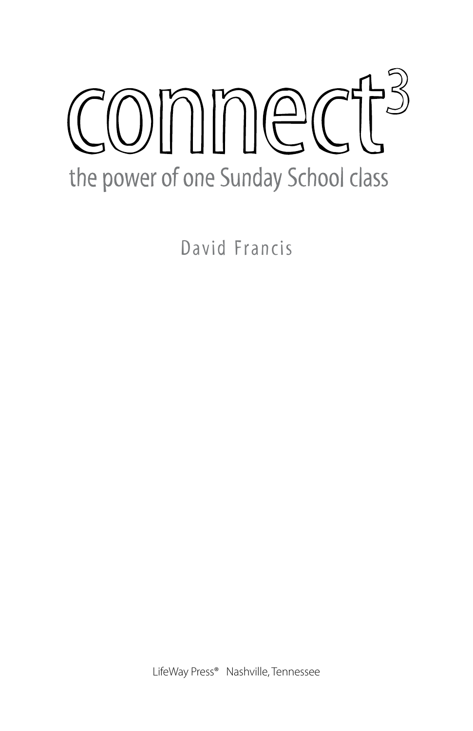# connect$^3$

## the power of one Sunday School class

David Francis

LifeWay Press® Nashville, Tennessee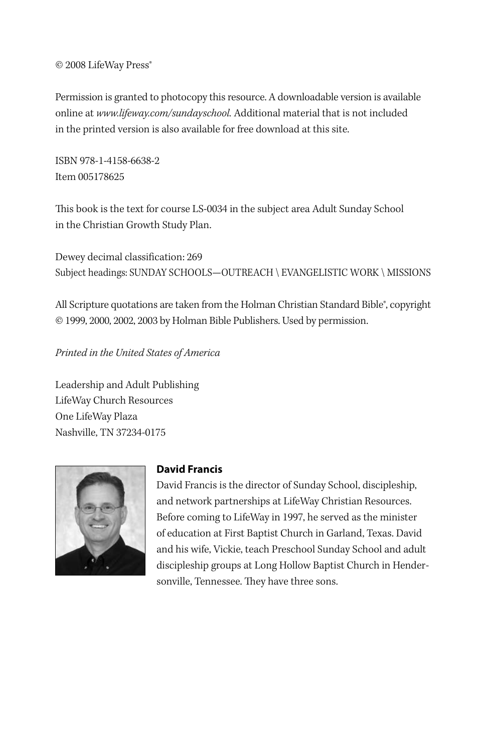© 2008 LifeWay Press®

Permission is granted to photocopy this resource. A downloadable version is available online at *www.lifeway.com/sundayschool.* Additional material that is not included in the printed version is also available for free download at this site.

ISBN 978-1-4158-6638-2
Item 005178625

This book is the text for course LS-0034 in the subject area Adult Sunday School in the Christian Growth Study Plan.

Dewey decimal classification: 269
Subject headings: SUNDAY SCHOOLS—OUTREACH \ EVANGELISTIC WORK \ MISSIONS

All Scripture quotations are taken from the Holman Christian Standard Bible®, copyright © 1999, 2000, 2002, 2003 by Holman Bible Publishers. Used by permission.

*Printed in the United States of America*

Leadership and Adult Publishing
LifeWay Church Resources
One LifeWay Plaza
Nashville, TN 37234-0175

**David Francis**

David Francis is the director of Sunday School, discipleship, and network partnerships at LifeWay Christian Resources. Before coming to LifeWay in 1997, he served as the minister of education at First Baptist Church in Garland, Texas. David and his wife, Vickie, teach Preschool Sunday School and adult discipleship groups at Long Hollow Baptist Church in Hendersonville, Tennessee. They have three sons.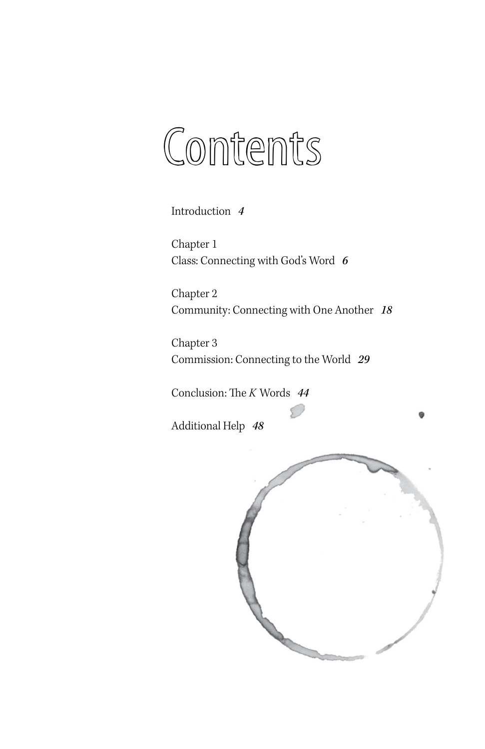# Contents

Introduction *4*

Chapter 1
Class: Connecting with God's Word *6*

Chapter 2
Community: Connecting with One Another *18*

Chapter 3
Commission: Connecting to the World *29*

Conclusion: The *K* Words *44*

Additional Help *48*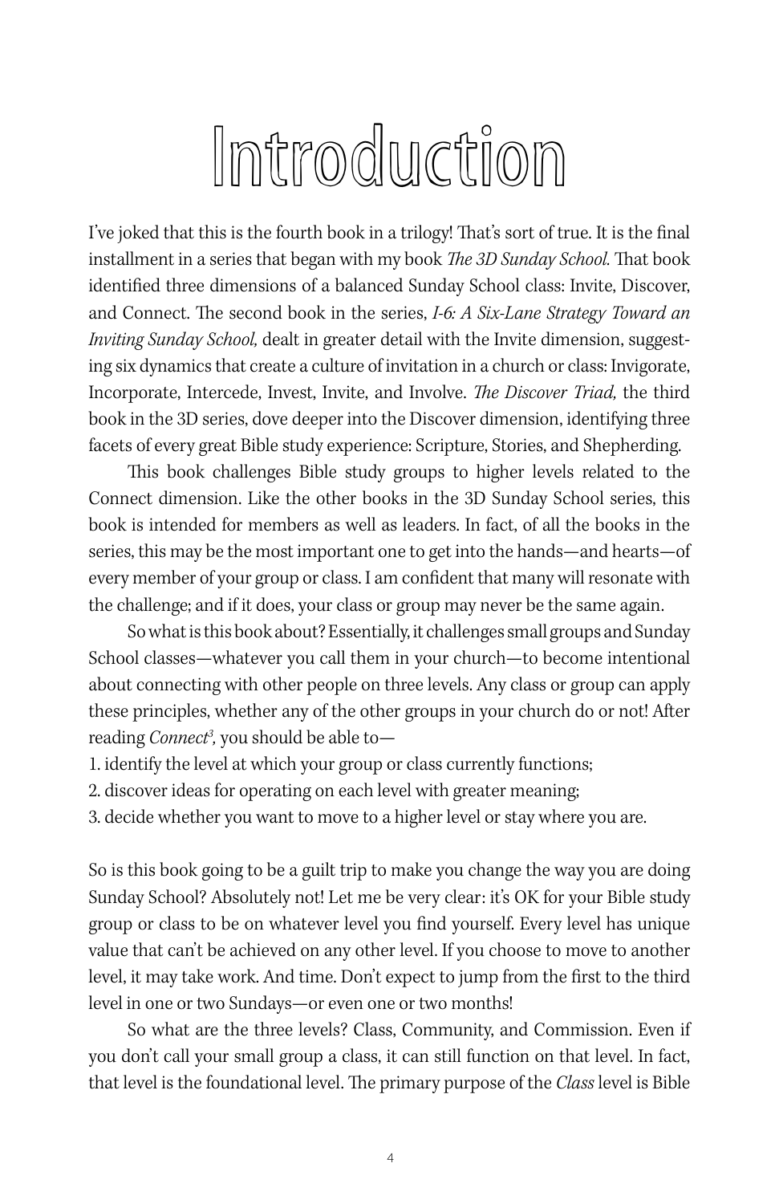# Introduction

I've joked that this is the fourth book in a trilogy! That's sort of true. It is the final installment in a series that began with my book *The 3D Sunday School.* That book identified three dimensions of a balanced Sunday School class: Invite, Discover, and Connect. The second book in the series, *I-6: A Six-Lane Strategy Toward an Inviting Sunday School,* dealt in greater detail with the Invite dimension, suggesting six dynamics that create a culture of invitation in a church or class: Invigorate, Incorporate, Intercede, Invest, Invite, and Involve. *The Discover Triad,* the third book in the 3D series, dove deeper into the Discover dimension, identifying three facets of every great Bible study experience: Scripture, Stories, and Shepherding.

This book challenges Bible study groups to higher levels related to the Connect dimension. Like the other books in the 3D Sunday School series, this book is intended for members as well as leaders. In fact, of all the books in the series, this may be the most important one to get into the hands—and hearts—of every member of your group or class. I am confident that many will resonate with the challenge; and if it does, your class or group may never be the same again.

So what is this book about? Essentially, it challenges small groups and Sunday School classes—whatever you call them in your church—to become intentional about connecting with other people on three levels. Any class or group can apply these principles, whether any of the other groups in your church do or not! After reading *Connect³,* you should be able to—

1. identify the level at which your group or class currently functions;
2. discover ideas for operating on each level with greater meaning;
3. decide whether you want to move to a higher level or stay where you are.

So is this book going to be a guilt trip to make you change the way you are doing Sunday School? Absolutely not! Let me be very clear: it's OK for your Bible study group or class to be on whatever level you find yourself. Every level has unique value that can't be achieved on any other level. If you choose to move to another level, it may take work. And time. Don't expect to jump from the first to the third level in one or two Sundays—or even one or two months!

So what are the three levels? Class, Community, and Commission. Even if you don't call your small group a class, it can still function on that level. In fact, that level is the foundational level. The primary purpose of the *Class* level is Bible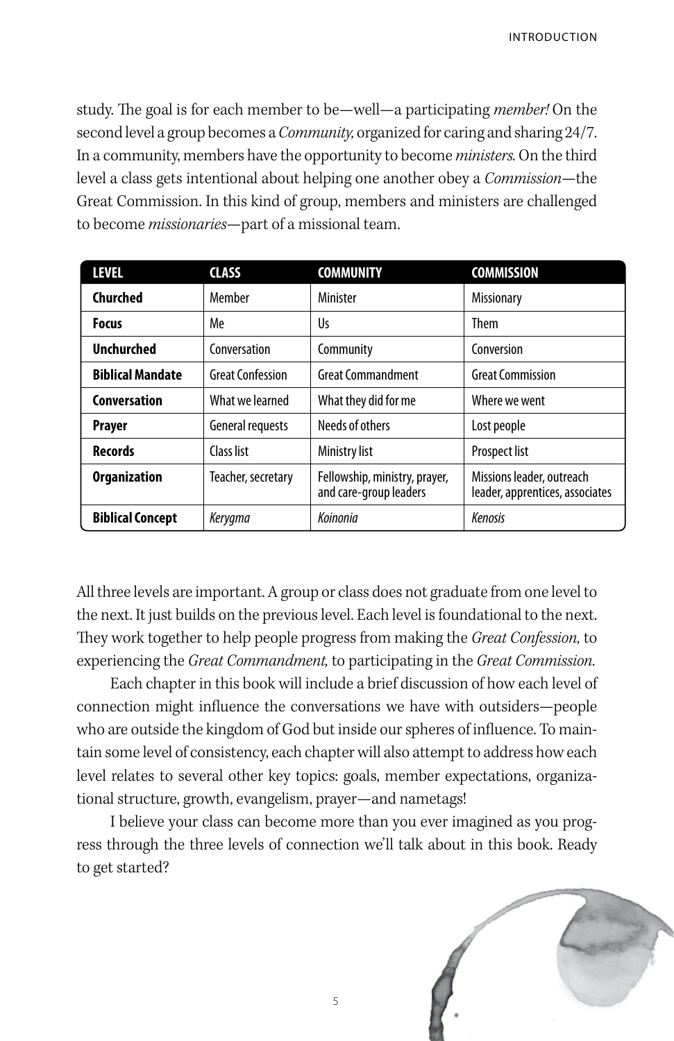study. The goal is for each member to be—well—a participating *member!* On the second level a group becomes a *Community,* organized for caring and sharing 24/7. In a community, members have the opportunity to become *ministers.* On the third level a class gets intentional about helping one another obey a *Commission*—the Great Commission. In this kind of group, members and ministers are challenged to become *missionaries*—part of a missional team.

| **LEVEL** | **CLASS** | **COMMUNITY** | **COMMISSION** |
|---|---|---|---|
| **Churched** | Member | Minister | Missionary |
| **Focus** | Me | Us | Them |
| **Unchurched** | Conversation | Community | Conversion |
| **Biblical Mandate** | Great Confession | Great Commandment | Great Commission |
| **Conversation** | What we learned | What they did for me | Where we went |
| **Prayer** | General requests | Needs of others | Lost people |
| **Records** | Class list | Ministry list | Prospect list |
| **Organization** | Teacher, secretary | Fellowship, ministry, prayer, and care-group leaders | Missions leader, outreach leader, apprentices, associates |
| **Biblical Concept** | *Kerygma* | *Koinonia* | *Kenosis* |

All three levels are important. A group or class does not graduate from one level to the next. It just builds on the previous level. Each level is foundational to the next. They work together to help people progress from making the *Great Confession,* to experiencing the *Great Commandment,* to participating in the *Great Commission.*

Each chapter in this book will include a brief discussion of how each level of connection might influence the conversations we have with outsiders—people who are outside the kingdom of God but inside our spheres of influence. To maintain some level of consistency, each chapter will also attempt to address how each level relates to several other key topics: goals, member expectations, organizational structure, growth, evangelism, prayer—and nametags!

I believe your class can become more than you ever imagined as you progress through the three levels of connection we'll talk about in this book. Ready to get started?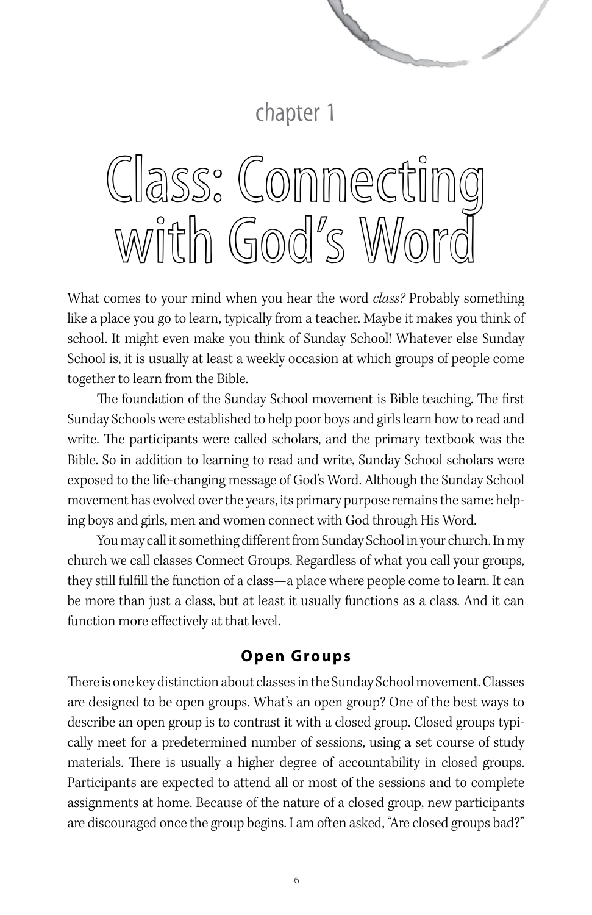chapter 1

# Class: Connecting with God's Word

What comes to your mind when you hear the word *class?* Probably something like a place you go to learn, typically from a teacher. Maybe it makes you think of school. It might even make you think of Sunday School! Whatever else Sunday School is, it is usually at least a weekly occasion at which groups of people come together to learn from the Bible.

The foundation of the Sunday School movement is Bible teaching. The first Sunday Schools were established to help poor boys and girls learn how to read and write. The participants were called scholars, and the primary textbook was the Bible. So in addition to learning to read and write, Sunday School scholars were exposed to the life-changing message of God's Word. Although the Sunday School movement has evolved over the years, its primary purpose remains the same: helping boys and girls, men and women connect with God through His Word.

You may call it something different from Sunday School in your church. In my church we call classes Connect Groups. Regardless of what you call your groups, they still fulfill the function of a class—a place where people come to learn. It can be more than just a class, but at least it usually functions as a class. And it can function more effectively at that level.

## Open Groups

There is one key distinction about classes in the Sunday School movement. Classes are designed to be open groups. What's an open group? One of the best ways to describe an open group is to contrast it with a closed group. Closed groups typically meet for a predetermined number of sessions, using a set course of study materials. There is usually a higher degree of accountability in closed groups. Participants are expected to attend all or most of the sessions and to complete assignments at home. Because of the nature of a closed group, new participants are discouraged once the group begins. I am often asked, "Are closed groups bad?"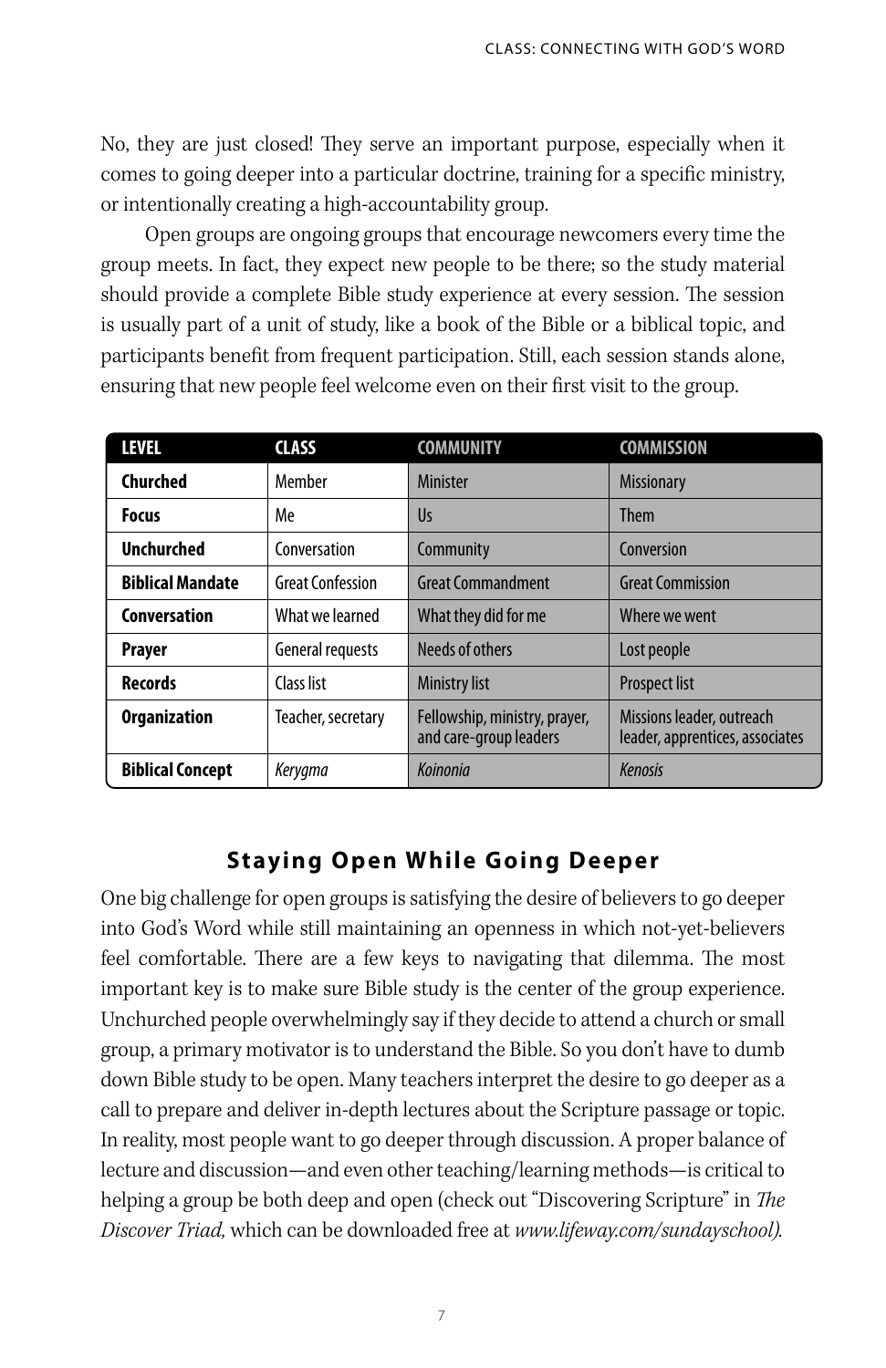No, they are just closed! They serve an important purpose, especially when it comes to going deeper into a particular doctrine, training for a specific ministry, or intentionally creating a high-accountability group.

Open groups are ongoing groups that encourage newcomers every time the group meets. In fact, they expect new people to be there; so the study material should provide a complete Bible study experience at every session. The session is usually part of a unit of study, like a book of the Bible or a biblical topic, and participants benefit from frequent participation. Still, each session stands alone, ensuring that new people feel welcome even on their first visit to the group.

| LEVEL | CLASS | COMMUNITY | COMMISSION |
| --- | --- | --- | --- |
| **Churched** | Member | Minister | Missionary |
| **Focus** | Me | Us | Them |
| **Unchurched** | Conversation | Community | Conversion |
| **Biblical Mandate** | Great Confession | Great Commandment | Great Commission |
| **Conversation** | What we learned | What they did for me | Where we went |
| **Prayer** | General requests | Needs of others | Lost people |
| **Records** | Class list | Ministry list | Prospect list |
| **Organization** | Teacher, secretary | Fellowship, ministry, prayer, and care-group leaders | Missions leader, outreach leader, apprentices, associates |
| **Biblical Concept** | *Kerygma* | *Koinonia* | *Kenosis* |

## Staying Open While Going Deeper

One big challenge for open groups is satisfying the desire of believers to go deeper into God's Word while still maintaining an openness in which not-yet-believers feel comfortable. There are a few keys to navigating that dilemma. The most important key is to make sure Bible study is the center of the group experience. Unchurched people overwhelmingly say if they decide to attend a church or small group, a primary motivator is to understand the Bible. So you don't have to dumb down Bible study to be open. Many teachers interpret the desire to go deeper as a call to prepare and deliver in-depth lectures about the Scripture passage or topic. In reality, most people want to go deeper through discussion. A proper balance of lecture and discussion—and even other teaching/learning methods—is critical to helping a group be both deep and open (check out "Discovering Scripture" in *The Discover Triad,* which can be downloaded free at *www.lifeway.com/sundayschool).*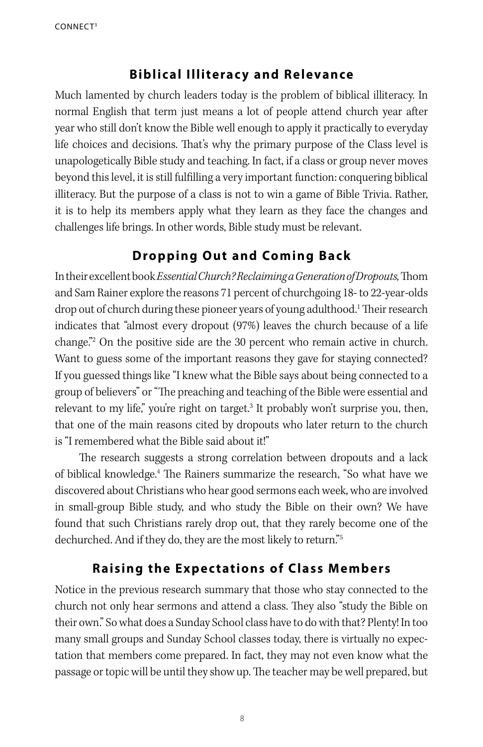## Biblical Illiteracy and Relevance

Much lamented by church leaders today is the problem of biblical illiteracy. In normal English that term just means a lot of people attend church year after year who still don't know the Bible well enough to apply it practically to everyday life choices and decisions. That's why the primary purpose of the Class level is unapologetically Bible study and teaching. In fact, if a class or group never moves beyond this level, it is still fulfilling a very important function: conquering biblical illiteracy. But the purpose of a class is not to win a game of Bible Trivia. Rather, it is to help its members apply what they learn as they face the changes and challenges life brings. In other words, Bible study must be relevant.

## Dropping Out and Coming Back

In their excellent book *Essential Church? Reclaiming a Generation of Dropouts,* Thom and Sam Rainer explore the reasons 71 percent of churchgoing 18- to 22-year-olds drop out of church during these pioneer years of young adulthood.[1] Their research indicates that "almost every dropout (97%) leaves the church because of a life change."[2] On the positive side are the 30 percent who remain active in church. Want to guess some of the important reasons they gave for staying connected? If you guessed things like "I knew what the Bible says about being connected to a group of believers" or "The preaching and teaching of the Bible were essential and relevant to my life," you're right on target.[3] It probably won't surprise you, then, that one of the main reasons cited by dropouts who later return to the church is "I remembered what the Bible said about it!"

The research suggests a strong correlation between dropouts and a lack of biblical knowledge.[4] The Rainers summarize the research, "So what have we discovered about Christians who hear good sermons each week, who are involved in small-group Bible study, and who study the Bible on their own? We have found that such Christians rarely drop out, that they rarely become one of the dechurched. And if they do, they are the most likely to return."[5]

## Raising the Expectations of Class Members

Notice in the previous research summary that those who stay connected to the church not only hear sermons and attend a class. They also "study the Bible on their own." So what does a Sunday School class have to do with that? Plenty! In too many small groups and Sunday School classes today, there is virtually no expectation that members come prepared. In fact, they may not even know what the passage or topic will be until they show up. The teacher may be well prepared, but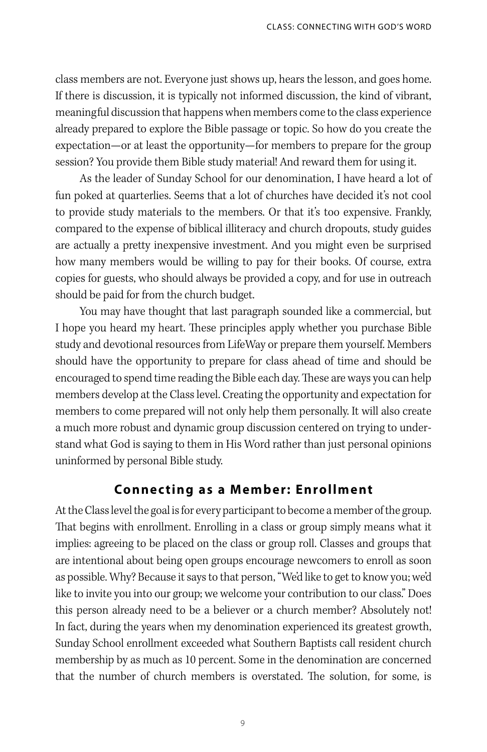class members are not. Everyone just shows up, hears the lesson, and goes home. If there is discussion, it is typically not informed discussion, the kind of vibrant, meaningful discussion that happens when members come to the class experience already prepared to explore the Bible passage or topic. So how do you create the expectation—or at least the opportunity—for members to prepare for the group session? You provide them Bible study material! And reward them for using it.

As the leader of Sunday School for our denomination, I have heard a lot of fun poked at quarterlies. Seems that a lot of churches have decided it's not cool to provide study materials to the members. Or that it's too expensive. Frankly, compared to the expense of biblical illiteracy and church dropouts, study guides are actually a pretty inexpensive investment. And you might even be surprised how many members would be willing to pay for their books. Of course, extra copies for guests, who should always be provided a copy, and for use in outreach should be paid for from the church budget.

You may have thought that last paragraph sounded like a commercial, but I hope you heard my heart. These principles apply whether you purchase Bible study and devotional resources from LifeWay or prepare them yourself. Members should have the opportunity to prepare for class ahead of time and should be encouraged to spend time reading the Bible each day. These are ways you can help members develop at the Class level. Creating the opportunity and expectation for members to come prepared will not only help them personally. It will also create a much more robust and dynamic group discussion centered on trying to understand what God is saying to them in His Word rather than just personal opinions uninformed by personal Bible study.

## Connecting as a Member: Enrollment

At the Class level the goal is for every participant to become a member of the group. That begins with enrollment. Enrolling in a class or group simply means what it implies: agreeing to be placed on the class or group roll. Classes and groups that are intentional about being open groups encourage newcomers to enroll as soon as possible. Why? Because it says to that person, "We'd like to get to know you; we'd like to invite you into our group; we welcome your contribution to our class." Does this person already need to be a believer or a church member? Absolutely not! In fact, during the years when my denomination experienced its greatest growth, Sunday School enrollment exceeded what Southern Baptists call resident church membership by as much as 10 percent. Some in the denomination are concerned that the number of church members is overstated. The solution, for some, is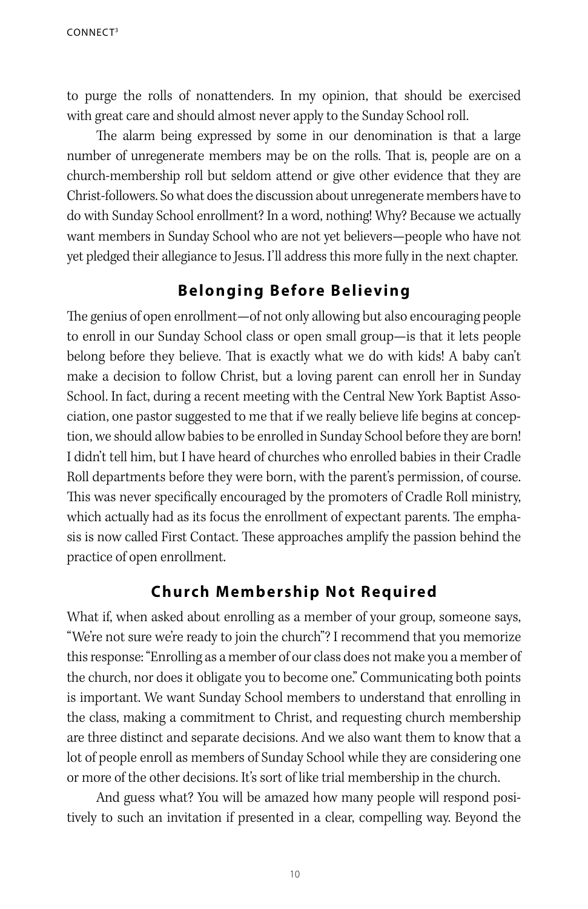to purge the rolls of nonattenders. In my opinion, that should be exercised with great care and should almost never apply to the Sunday School roll.

The alarm being expressed by some in our denomination is that a large number of unregenerate members may be on the rolls. That is, people are on a church-membership roll but seldom attend or give other evidence that they are Christ-followers. So what does the discussion about unregenerate members have to do with Sunday School enrollment? In a word, nothing! Why? Because we actually want members in Sunday School who are not yet believers—people who have not yet pledged their allegiance to Jesus. I'll address this more fully in the next chapter.

## Belonging Before Believing

The genius of open enrollment—of not only allowing but also encouraging people to enroll in our Sunday School class or open small group—is that it lets people belong before they believe. That is exactly what we do with kids! A baby can't make a decision to follow Christ, but a loving parent can enroll her in Sunday School. In fact, during a recent meeting with the Central New York Baptist Association, one pastor suggested to me that if we really believe life begins at conception, we should allow babies to be enrolled in Sunday School before they are born! I didn't tell him, but I have heard of churches who enrolled babies in their Cradle Roll departments before they were born, with the parent's permission, of course. This was never specifically encouraged by the promoters of Cradle Roll ministry, which actually had as its focus the enrollment of expectant parents. The emphasis is now called First Contact. These approaches amplify the passion behind the practice of open enrollment.

## Church Membership Not Required

What if, when asked about enrolling as a member of your group, someone says, "We're not sure we're ready to join the church"? I recommend that you memorize this response: "Enrolling as a member of our class does not make you a member of the church, nor does it obligate you to become one." Communicating both points is important. We want Sunday School members to understand that enrolling in the class, making a commitment to Christ, and requesting church membership are three distinct and separate decisions. And we also want them to know that a lot of people enroll as members of Sunday School while they are considering one or more of the other decisions. It's sort of like trial membership in the church.

And guess what? You will be amazed how many people will respond positively to such an invitation if presented in a clear, compelling way. Beyond the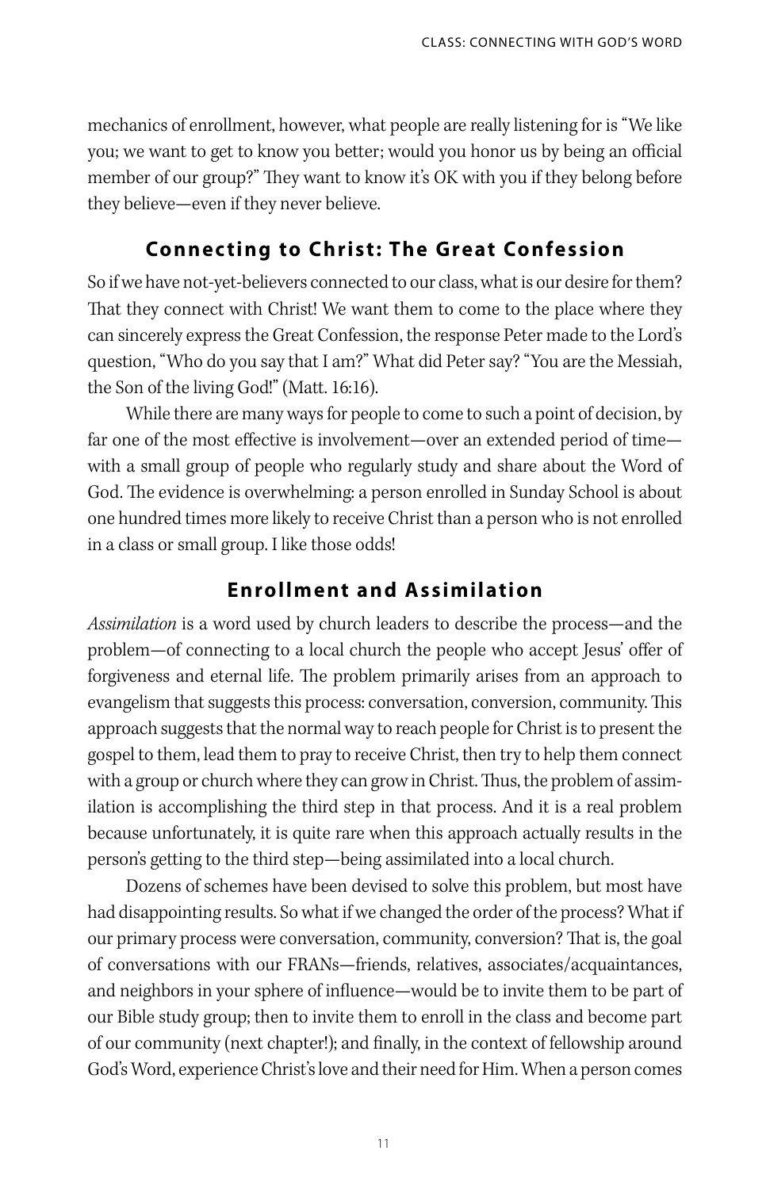mechanics of enrollment, however, what people are really listening for is "We like you; we want to get to know you better; would you honor us by being an official member of our group?" They want to know it's OK with you if they belong before they believe—even if they never believe.

## Connecting to Christ: The Great Confession

So if we have not-yet-believers connected to our class, what is our desire for them? That they connect with Christ! We want them to come to the place where they can sincerely express the Great Confession, the response Peter made to the Lord's question, "Who do you say that I am?" What did Peter say? "You are the Messiah, the Son of the living God!" (Matt. 16:16).

While there are many ways for people to come to such a point of decision, by far one of the most effective is involvement—over an extended period of time—with a small group of people who regularly study and share about the Word of God. The evidence is overwhelming: a person enrolled in Sunday School is about one hundred times more likely to receive Christ than a person who is not enrolled in a class or small group. I like those odds!

## Enrollment and Assimilation

*Assimilation* is a word used by church leaders to describe the process—and the problem—of connecting to a local church the people who accept Jesus' offer of forgiveness and eternal life. The problem primarily arises from an approach to evangelism that suggests this process: conversation, conversion, community. This approach suggests that the normal way to reach people for Christ is to present the gospel to them, lead them to pray to receive Christ, then try to help them connect with a group or church where they can grow in Christ. Thus, the problem of assimilation is accomplishing the third step in that process. And it is a real problem because unfortunately, it is quite rare when this approach actually results in the person's getting to the third step—being assimilated into a local church.

Dozens of schemes have been devised to solve this problem, but most have had disappointing results. So what if we changed the order of the process? What if our primary process were conversation, community, conversion? That is, the goal of conversations with our FRANs—friends, relatives, associates/acquaintances, and neighbors in your sphere of influence—would be to invite them to be part of our Bible study group; then to invite them to enroll in the class and become part of our community (next chapter!); and finally, in the context of fellowship around God's Word, experience Christ's love and their need for Him. When a person comes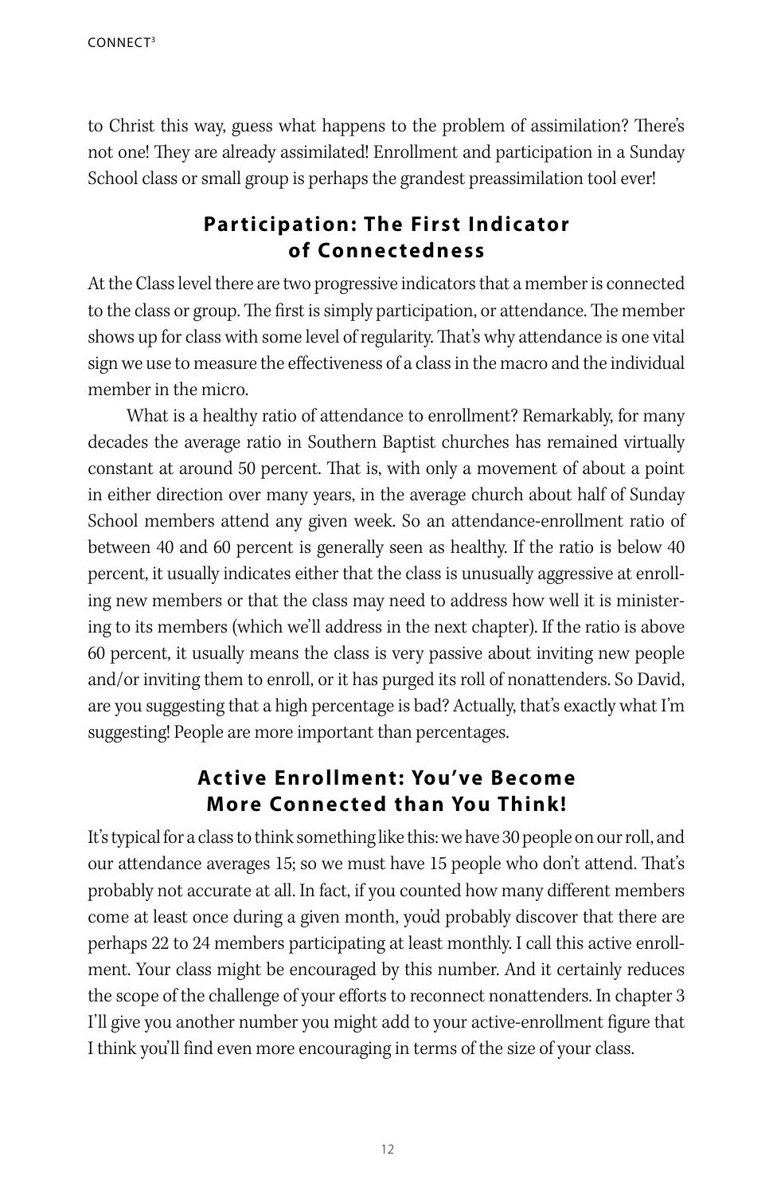to Christ this way, guess what happens to the problem of assimilation? There's not one! They are already assimilated! Enrollment and participation in a Sunday School class or small group is perhaps the grandest preassimilation tool ever!

## Participation: The First Indicator of Connectedness

At the Class level there are two progressive indicators that a member is connected to the class or group. The first is simply participation, or attendance. The member shows up for class with some level of regularity. That's why attendance is one vital sign we use to measure the effectiveness of a class in the macro and the individual member in the micro.

What is a healthy ratio of attendance to enrollment? Remarkably, for many decades the average ratio in Southern Baptist churches has remained virtually constant at around 50 percent. That is, with only a movement of about a point in either direction over many years, in the average church about half of Sunday School members attend any given week. So an attendance-enrollment ratio of between 40 and 60 percent is generally seen as healthy. If the ratio is below 40 percent, it usually indicates either that the class is unusually aggressive at enrolling new members or that the class may need to address how well it is ministering to its members (which we'll address in the next chapter). If the ratio is above 60 percent, it usually means the class is very passive about inviting new people and/or inviting them to enroll, or it has purged its roll of nonattenders. So David, are you suggesting that a high percentage is bad? Actually, that's exactly what I'm suggesting! People are more important than percentages.

## Active Enrollment: You've Become More Connected than You Think!

It's typical for a class to think something like this: we have 30 people on our roll, and our attendance averages 15; so we must have 15 people who don't attend. That's probably not accurate at all. In fact, if you counted how many different members come at least once during a given month, you'd probably discover that there are perhaps 22 to 24 members participating at least monthly. I call this active enrollment. Your class might be encouraged by this number. And it certainly reduces the scope of the challenge of your efforts to reconnect nonattenders. In chapter 3 I'll give you another number you might add to your active-enrollment figure that I think you'll find even more encouraging in terms of the size of your class.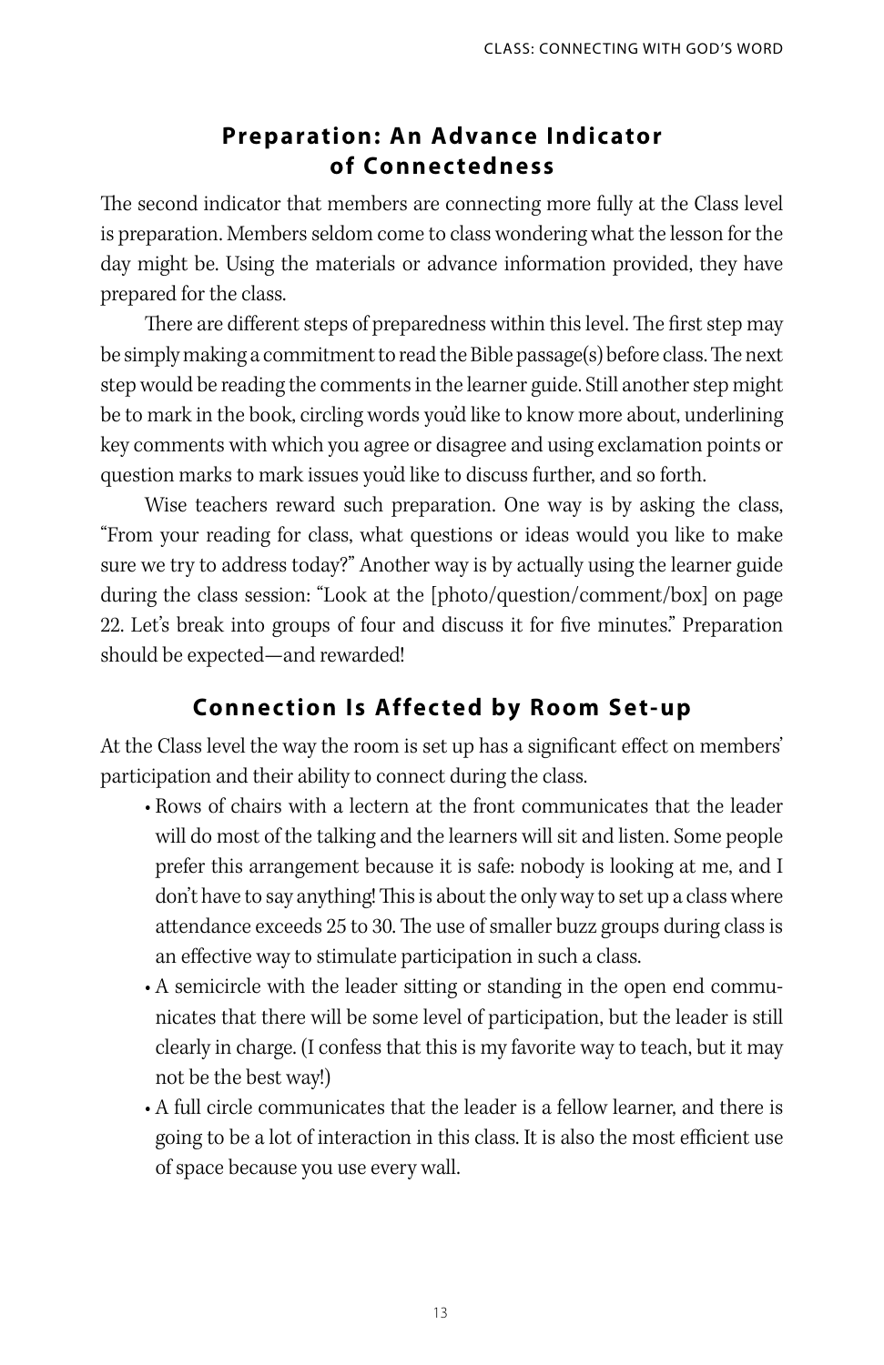## Preparation: An Advance Indicator of Connectedness

The second indicator that members are connecting more fully at the Class level is preparation. Members seldom come to class wondering what the lesson for the day might be. Using the materials or advance information provided, they have prepared for the class.

There are different steps of preparedness within this level. The first step may be simply making a commitment to read the Bible passage(s) before class. The next step would be reading the comments in the learner guide. Still another step might be to mark in the book, circling words you'd like to know more about, underlining key comments with which you agree or disagree and using exclamation points or question marks to mark issues you'd like to discuss further, and so forth.

Wise teachers reward such preparation. One way is by asking the class, "From your reading for class, what questions or ideas would you like to make sure we try to address today?" Another way is by actually using the learner guide during the class session: "Look at the [photo/question/comment/box] on page 22. Let's break into groups of four and discuss it for five minutes." Preparation should be expected—and rewarded!

## Connection Is Affected by Room Set-up

At the Class level the way the room is set up has a significant effect on members' participation and their ability to connect during the class.

- Rows of chairs with a lectern at the front communicates that the leader will do most of the talking and the learners will sit and listen. Some people prefer this arrangement because it is safe: nobody is looking at me, and I don't have to say anything! This is about the only way to set up a class where attendance exceeds 25 to 30. The use of smaller buzz groups during class is an effective way to stimulate participation in such a class.
- A semicircle with the leader sitting or standing in the open end communicates that there will be some level of participation, but the leader is still clearly in charge. (I confess that this is my favorite way to teach, but it may not be the best way!)
- A full circle communicates that the leader is a fellow learner, and there is going to be a lot of interaction in this class. It is also the most efficient use of space because you use every wall.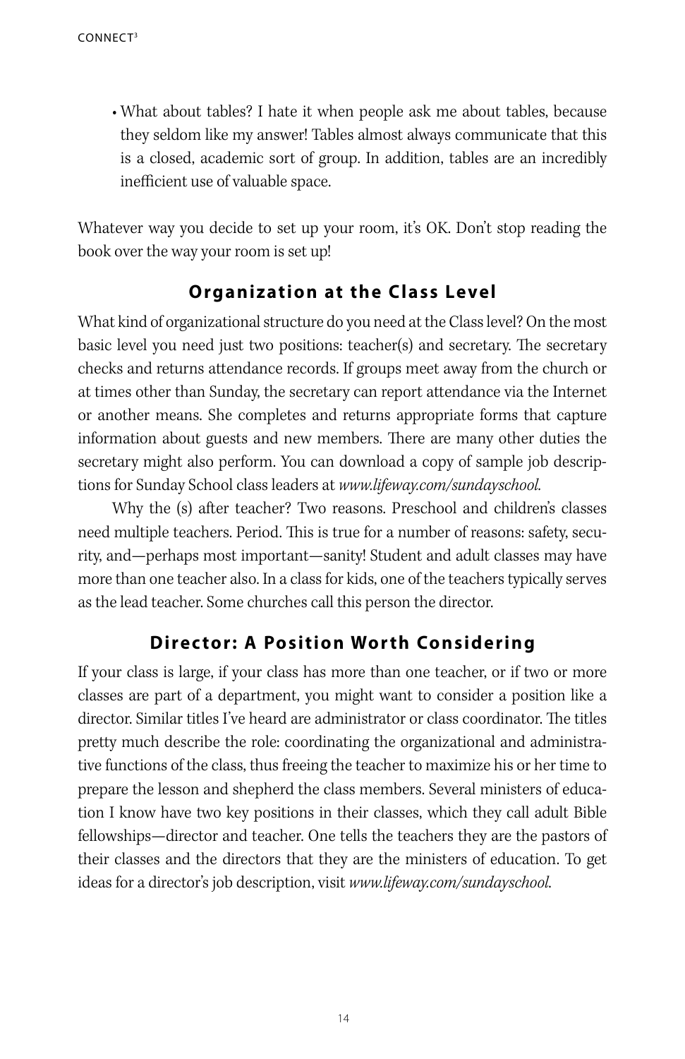- What about tables? I hate it when people ask me about tables, because they seldom like my answer! Tables almost always communicate that this is a closed, academic sort of group. In addition, tables are an incredibly inefficient use of valuable space.

Whatever way you decide to set up your room, it's OK. Don't stop reading the book over the way your room is set up!

## Organization at the Class Level

What kind of organizational structure do you need at the Class level? On the most basic level you need just two positions: teacher(s) and secretary. The secretary checks and returns attendance records. If groups meet away from the church or at times other than Sunday, the secretary can report attendance via the Internet or another means. She completes and returns appropriate forms that capture information about guests and new members. There are many other duties the secretary might also perform. You can download a copy of sample job descriptions for Sunday School class leaders at *www.lifeway.com/sundayschool.*

Why the (s) after teacher? Two reasons. Preschool and children's classes need multiple teachers. Period. This is true for a number of reasons: safety, security, and—perhaps most important—sanity! Student and adult classes may have more than one teacher also. In a class for kids, one of the teachers typically serves as the lead teacher. Some churches call this person the director.

## Director: A Position Worth Considering

If your class is large, if your class has more than one teacher, or if two or more classes are part of a department, you might want to consider a position like a director. Similar titles I've heard are administrator or class coordinator. The titles pretty much describe the role: coordinating the organizational and administrative functions of the class, thus freeing the teacher to maximize his or her time to prepare the lesson and shepherd the class members. Several ministers of education I know have two key positions in their classes, which they call adult Bible fellowships—director and teacher. One tells the teachers they are the pastors of their classes and the directors that they are the ministers of education. To get ideas for a director's job description, visit *www.lifeway.com/sundayschool.*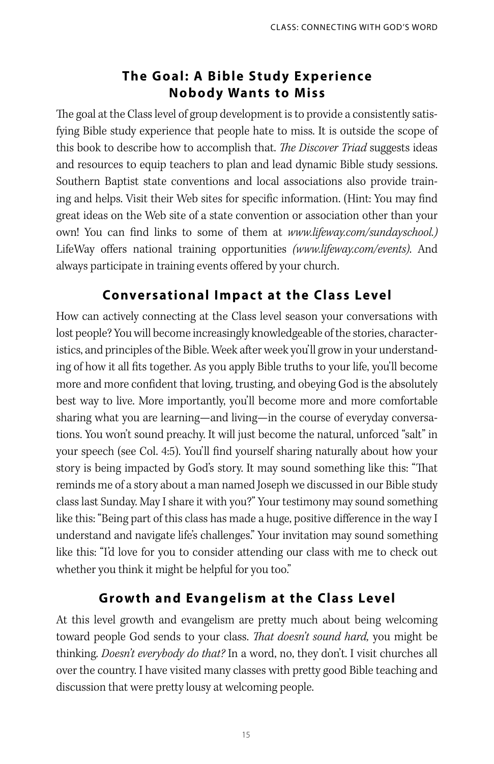## The Goal: A Bible Study Experience Nobody Wants to Miss

The goal at the Class level of group development is to provide a consistently satisfying Bible study experience that people hate to miss. It is outside the scope of this book to describe how to accomplish that. *The Discover Triad* suggests ideas and resources to equip teachers to plan and lead dynamic Bible study sessions. Southern Baptist state conventions and local associations also provide training and helps. Visit their Web sites for specific information. (Hint: You may find great ideas on the Web site of a state convention or association other than your own! You can find links to some of them at *www.lifeway.com/sundayschool.)* LifeWay offers national training opportunities *(www.lifeway.com/events)*. And always participate in training events offered by your church.

## Conversational Impact at the Class Level

How can actively connecting at the Class level season your conversations with lost people? You will become increasingly knowledgeable of the stories, characteristics, and principles of the Bible. Week after week you'll grow in your understanding of how it all fits together. As you apply Bible truths to your life, you'll become more and more confident that loving, trusting, and obeying God is the absolutely best way to live. More importantly, you'll become more and more comfortable sharing what you are learning—and living—in the course of everyday conversations. You won't sound preachy. It will just become the natural, unforced "salt" in your speech (see Col. 4:5). You'll find yourself sharing naturally about how your story is being impacted by God's story. It may sound something like this: "That reminds me of a story about a man named Joseph we discussed in our Bible study class last Sunday. May I share it with you?" Your testimony may sound something like this: "Being part of this class has made a huge, positive difference in the way I understand and navigate life's challenges." Your invitation may sound something like this: "I'd love for you to consider attending our class with me to check out whether you think it might be helpful for you too."

## Growth and Evangelism at the Class Level

At this level growth and evangelism are pretty much about being welcoming toward people God sends to your class. *That doesn't sound hard,* you might be thinking. *Doesn't everybody do that?* In a word, no, they don't. I visit churches all over the country. I have visited many classes with pretty good Bible teaching and discussion that were pretty lousy at welcoming people.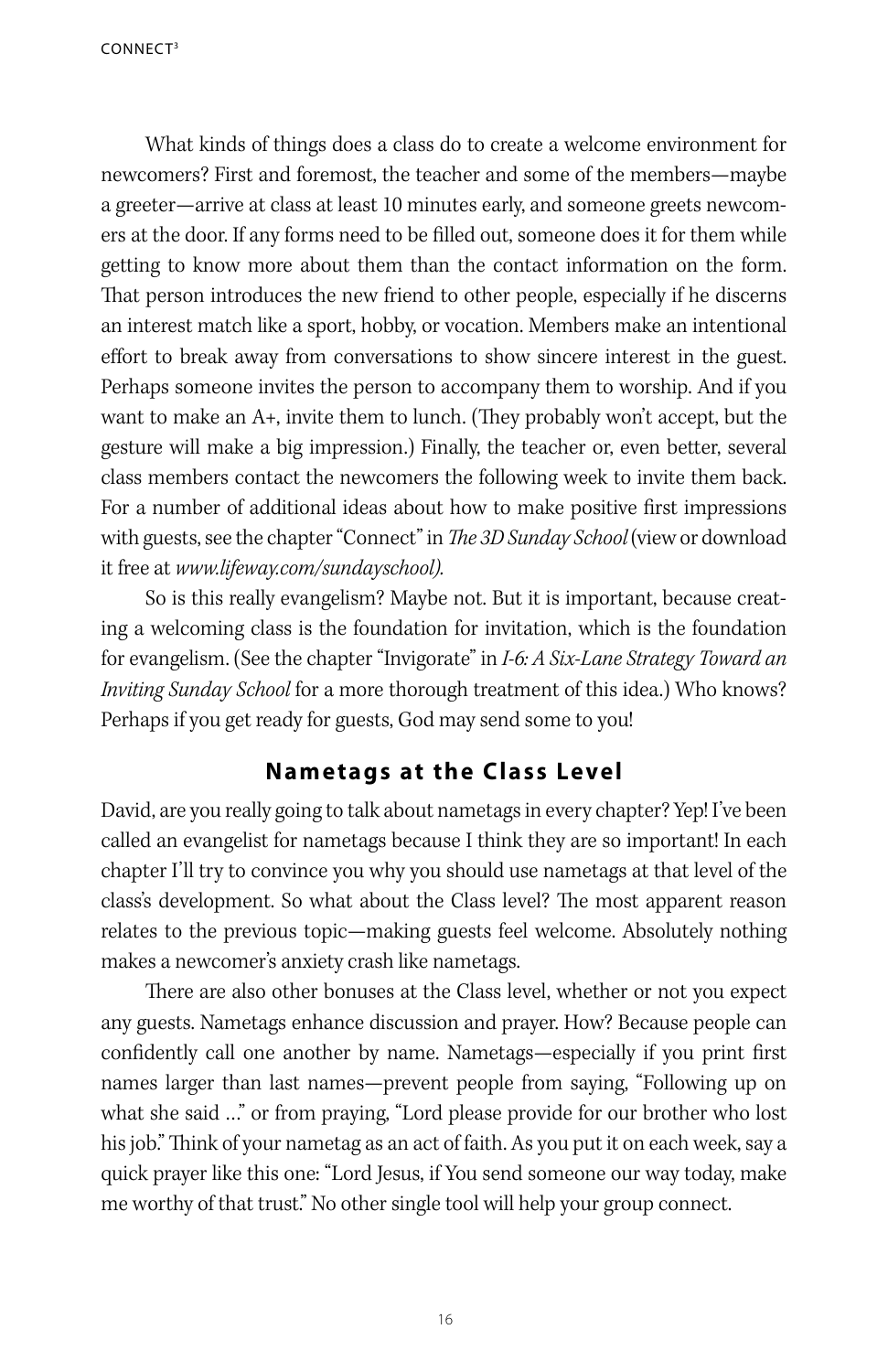What kinds of things does a class do to create a welcome environment for newcomers? First and foremost, the teacher and some of the members—maybe a greeter—arrive at class at least 10 minutes early, and someone greets newcomers at the door. If any forms need to be filled out, someone does it for them while getting to know more about them than the contact information on the form. That person introduces the new friend to other people, especially if he discerns an interest match like a sport, hobby, or vocation. Members make an intentional effort to break away from conversations to show sincere interest in the guest. Perhaps someone invites the person to accompany them to worship. And if you want to make an A+, invite them to lunch. (They probably won't accept, but the gesture will make a big impression.) Finally, the teacher or, even better, several class members contact the newcomers the following week to invite them back. For a number of additional ideas about how to make positive first impressions with guests, see the chapter "Connect" in *The 3D Sunday School* (view or download it free at *www.lifeway.com/sundayschool).*

So is this really evangelism? Maybe not. But it is important, because creating a welcoming class is the foundation for invitation, which is the foundation for evangelism. (See the chapter "Invigorate" in *I-6: A Six-Lane Strategy Toward an Inviting Sunday School* for a more thorough treatment of this idea.) Who knows? Perhaps if you get ready for guests, God may send some to you!

## Nametags at the Class Level

David, are you really going to talk about nametags in every chapter? Yep! I've been called an evangelist for nametags because I think they are so important! In each chapter I'll try to convince you why you should use nametags at that level of the class's development. So what about the Class level? The most apparent reason relates to the previous topic—making guests feel welcome. Absolutely nothing makes a newcomer's anxiety crash like nametags.

There are also other bonuses at the Class level, whether or not you expect any guests. Nametags enhance discussion and prayer. How? Because people can confidently call one another by name. Nametags—especially if you print first names larger than last names—prevent people from saying, "Following up on what she said …" or from praying, "Lord please provide for our brother who lost his job." Think of your nametag as an act of faith. As you put it on each week, say a quick prayer like this one: "Lord Jesus, if You send someone our way today, make me worthy of that trust." No other single tool will help your group connect.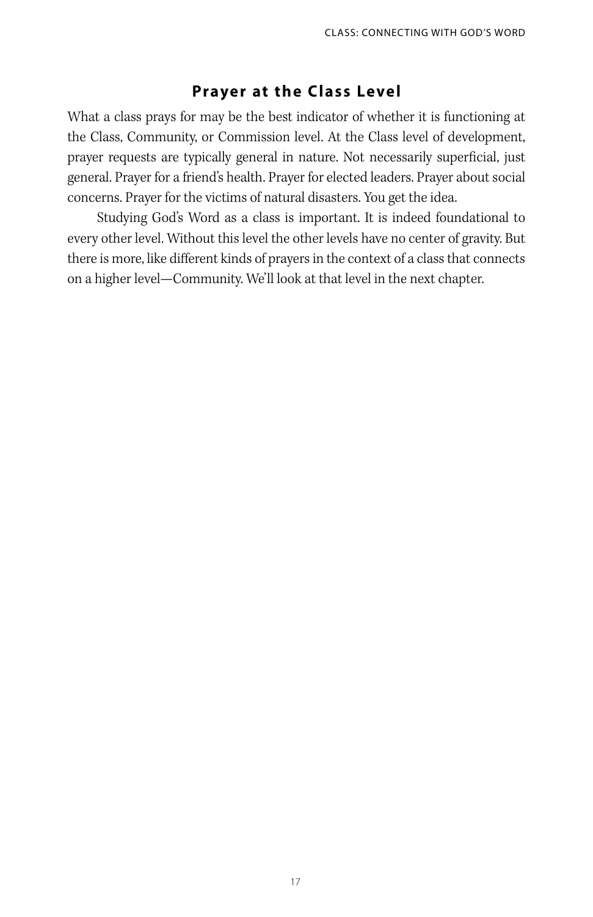## Prayer at the Class Level

What a class prays for may be the best indicator of whether it is functioning at the Class, Community, or Commission level. At the Class level of development, prayer requests are typically general in nature. Not necessarily superficial, just general. Prayer for a friend's health. Prayer for elected leaders. Prayer about social concerns. Prayer for the victims of natural disasters. You get the idea.

Studying God's Word as a class is important. It is indeed foundational to every other level. Without this level the other levels have no center of gravity. But there is more, like different kinds of prayers in the context of a class that connects on a higher level—Community. We'll look at that level in the next chapter.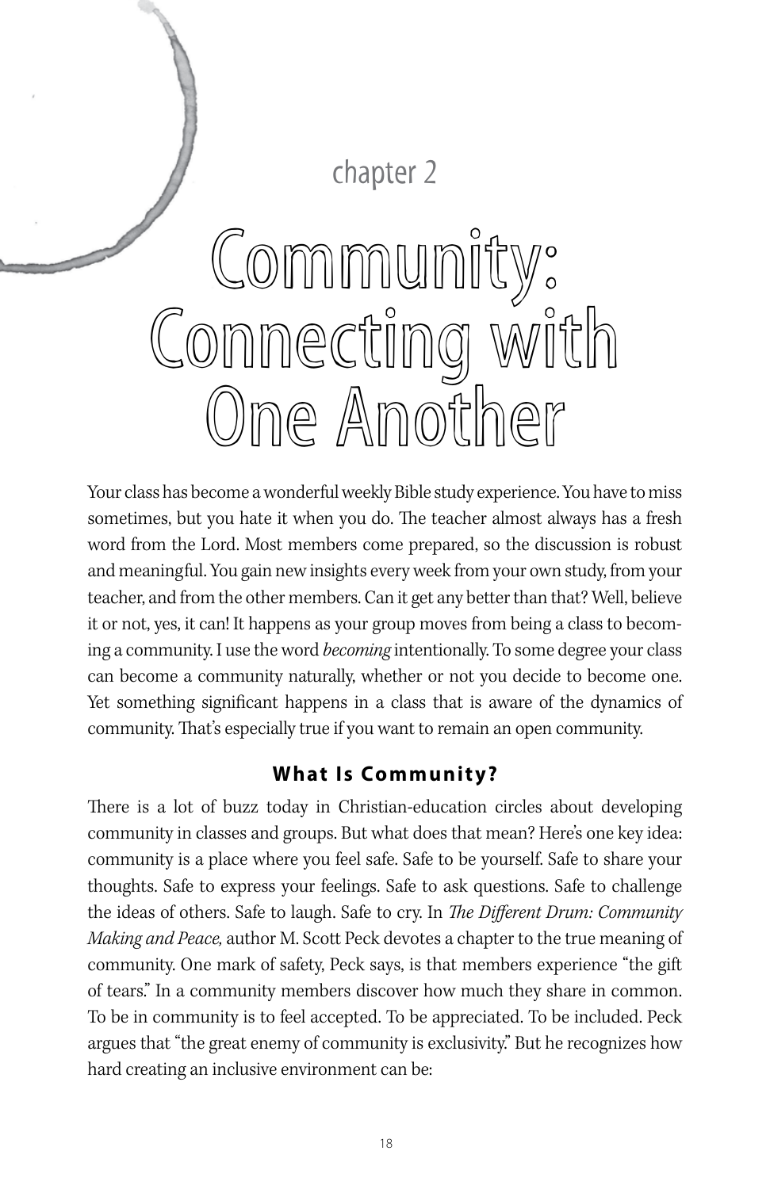chapter 2

# Community: Connecting with One Another

Your class has become a wonderful weekly Bible study experience. You have to miss sometimes, but you hate it when you do. The teacher almost always has a fresh word from the Lord. Most members come prepared, so the discussion is robust and meaningful. You gain new insights every week from your own study, from your teacher, and from the other members. Can it get any better than that? Well, believe it or not, yes, it can! It happens as your group moves from being a class to becoming a community. I use the word *becoming* intentionally. To some degree your class can become a community naturally, whether or not you decide to become one. Yet something significant happens in a class that is aware of the dynamics of community. That's especially true if you want to remain an open community.

## What Is Community?

There is a lot of buzz today in Christian-education circles about developing community in classes and groups. But what does that mean? Here's one key idea: community is a place where you feel safe. Safe to be yourself. Safe to share your thoughts. Safe to express your feelings. Safe to ask questions. Safe to challenge the ideas of others. Safe to laugh. Safe to cry. In *The Different Drum: Community Making and Peace,* author M. Scott Peck devotes a chapter to the true meaning of community. One mark of safety, Peck says, is that members experience "the gift of tears." In a community members discover how much they share in common. To be in community is to feel accepted. To be appreciated. To be included. Peck argues that "the great enemy of community is exclusivity." But he recognizes how hard creating an inclusive environment can be: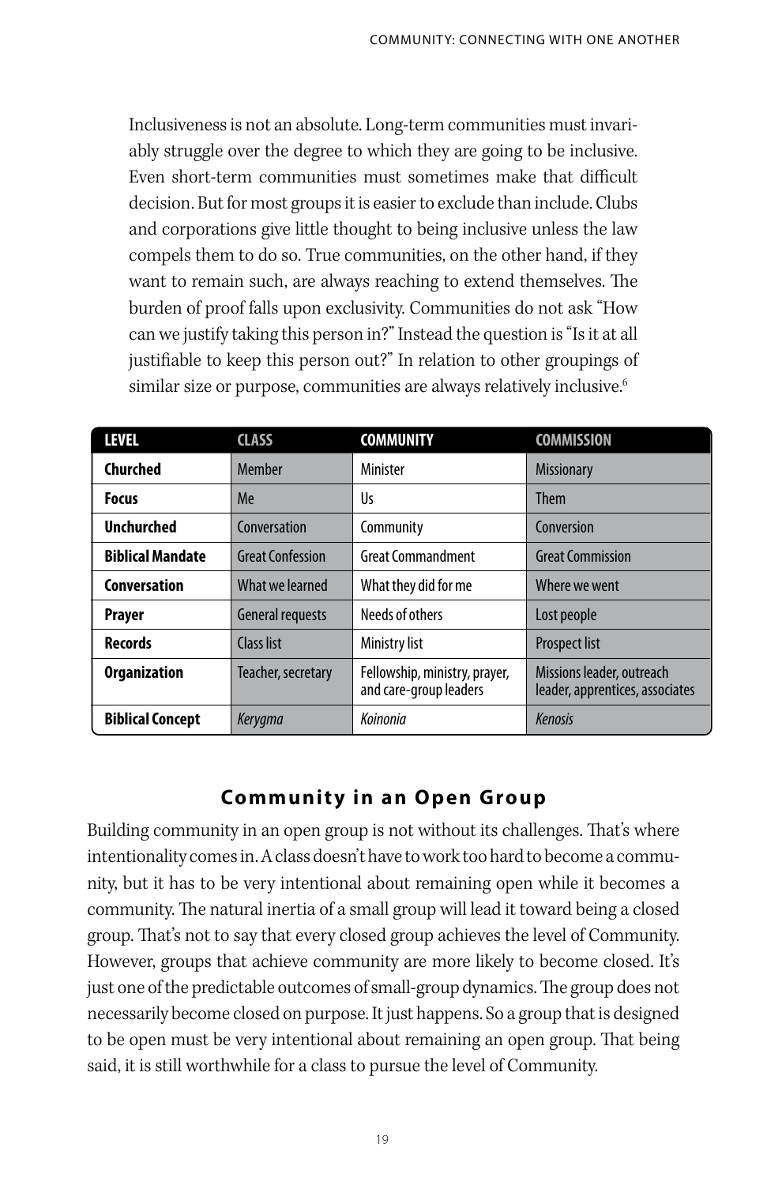> Inclusiveness is not an absolute. Long-term communities must invariably struggle over the degree to which they are going to be inclusive. Even short-term communities must sometimes make that difficult decision. But for most groups it is easier to exclude than include. Clubs and corporations give little thought to being inclusive unless the law compels them to do so. True communities, on the other hand, if they want to remain such, are always reaching to extend themselves. The burden of proof falls upon exclusivity. Communities do not ask "How can we justify taking this person in?" Instead the question is "Is it at all justifiable to keep this person out?" In relation to other groupings of similar size or purpose, communities are always relatively inclusive.[6]

| LEVEL | CLASS | COMMUNITY | COMMISSION |
|---|---|---|---|
| **Churched** | Member | Minister | Missionary |
| **Focus** | Me | Us | Them |
| **Unchurched** | Conversation | Community | Conversion |
| **Biblical Mandate** | Great Confession | Great Commandment | Great Commission |
| **Conversation** | What we learned | What they did for me | Where we went |
| **Prayer** | General requests | Needs of others | Lost people |
| **Records** | Class list | Ministry list | Prospect list |
| **Organization** | Teacher, secretary | Fellowship, ministry, prayer, and care-group leaders | Missions leader, outreach leader, apprentices, associates |
| **Biblical Concept** | *Kerygma* | *Koinonia* | *Kenosis* |

## Community in an Open Group

Building community in an open group is not without its challenges. That's where intentionality comes in. A class doesn't have to work too hard to become a community, but it has to be very intentional about remaining open while it becomes a community. The natural inertia of a small group will lead it toward being a closed group. That's not to say that every closed group achieves the level of Community. However, groups that achieve community are more likely to become closed. It's just one of the predictable outcomes of small-group dynamics. The group does not necessarily become closed on purpose. It just happens. So a group that is designed to be open must be very intentional about remaining an open group. That being said, it is still worthwhile for a class to pursue the level of Community.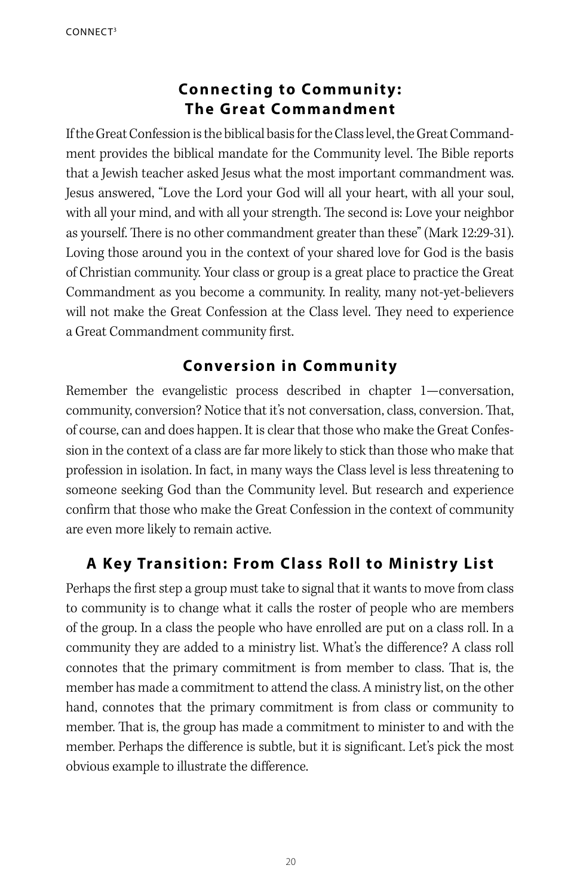## Connecting to Community: The Great Commandment

If the Great Confession is the biblical basis for the Class level, the Great Commandment provides the biblical mandate for the Community level. The Bible reports that a Jewish teacher asked Jesus what the most important commandment was. Jesus answered, "Love the Lord your God will all your heart, with all your soul, with all your mind, and with all your strength. The second is: Love your neighbor as yourself. There is no other commandment greater than these" (Mark 12:29-31). Loving those around you in the context of your shared love for God is the basis of Christian community. Your class or group is a great place to practice the Great Commandment as you become a community. In reality, many not-yet-believers will not make the Great Confession at the Class level. They need to experience a Great Commandment community first.

## Conversion in Community

Remember the evangelistic process described in chapter 1—conversation, community, conversion? Notice that it's not conversation, class, conversion. That, of course, can and does happen. It is clear that those who make the Great Confession in the context of a class are far more likely to stick than those who make that profession in isolation. In fact, in many ways the Class level is less threatening to someone seeking God than the Community level. But research and experience confirm that those who make the Great Confession in the context of community are even more likely to remain active.

## A Key Transition: From Class Roll to Ministry List

Perhaps the first step a group must take to signal that it wants to move from class to community is to change what it calls the roster of people who are members of the group. In a class the people who have enrolled are put on a class roll. In a community they are added to a ministry list. What's the difference? A class roll connotes that the primary commitment is from member to class. That is, the member has made a commitment to attend the class. A ministry list, on the other hand, connotes that the primary commitment is from class or community to member. That is, the group has made a commitment to minister to and with the member. Perhaps the difference is subtle, but it is significant. Let's pick the most obvious example to illustrate the difference.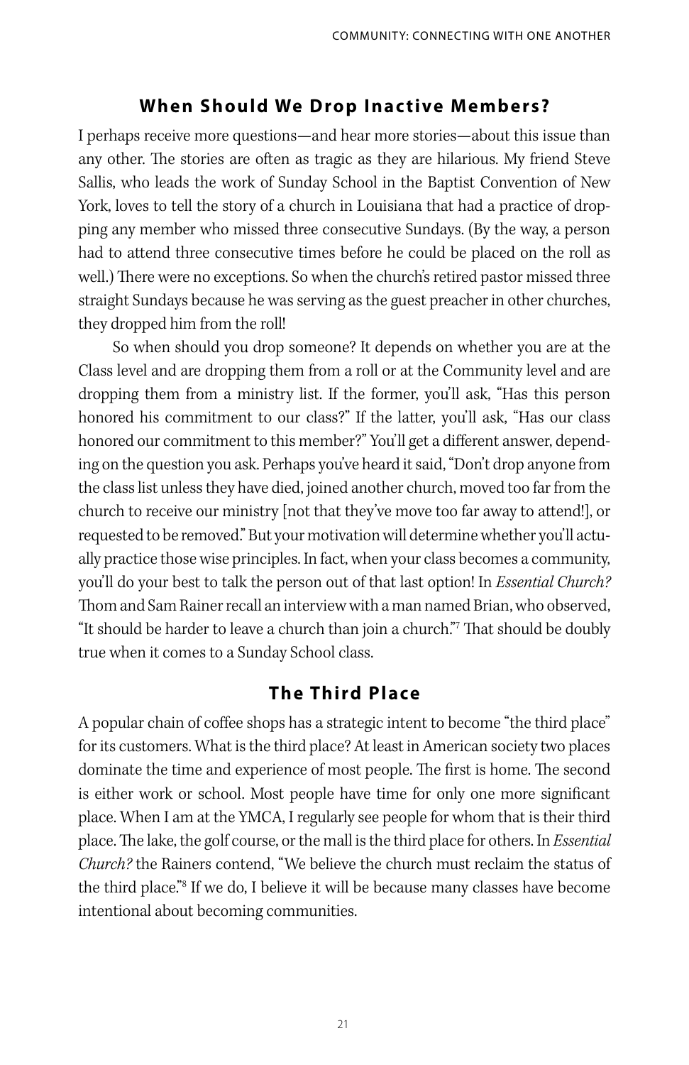## When Should We Drop Inactive Members?

I perhaps receive more questions—and hear more stories—about this issue than any other. The stories are often as tragic as they are hilarious. My friend Steve Sallis, who leads the work of Sunday School in the Baptist Convention of New York, loves to tell the story of a church in Louisiana that had a practice of dropping any member who missed three consecutive Sundays. (By the way, a person had to attend three consecutive times before he could be placed on the roll as well.) There were no exceptions. So when the church's retired pastor missed three straight Sundays because he was serving as the guest preacher in other churches, they dropped him from the roll!

So when should you drop someone? It depends on whether you are at the Class level and are dropping them from a roll or at the Community level and are dropping them from a ministry list. If the former, you'll ask, "Has this person honored his commitment to our class?" If the latter, you'll ask, "Has our class honored our commitment to this member?" You'll get a different answer, depending on the question you ask. Perhaps you've heard it said, "Don't drop anyone from the class list unless they have died, joined another church, moved too far from the church to receive our ministry [not that they've move too far away to attend!], or requested to be removed." But your motivation will determine whether you'll actually practice those wise principles. In fact, when your class becomes a community, you'll do your best to talk the person out of that last option! In *Essential Church?* Thom and Sam Rainer recall an interview with a man named Brian, who observed, "It should be harder to leave a church than join a church."[7] That should be doubly true when it comes to a Sunday School class.

## The Third Place

A popular chain of coffee shops has a strategic intent to become "the third place" for its customers. What is the third place? At least in American society two places dominate the time and experience of most people. The first is home. The second is either work or school. Most people have time for only one more significant place. When I am at the YMCA, I regularly see people for whom that is their third place. The lake, the golf course, or the mall is the third place for others. In *Essential Church?* the Rainers contend, "We believe the church must reclaim the status of the third place."[8] If we do, I believe it will be because many classes have become intentional about becoming communities.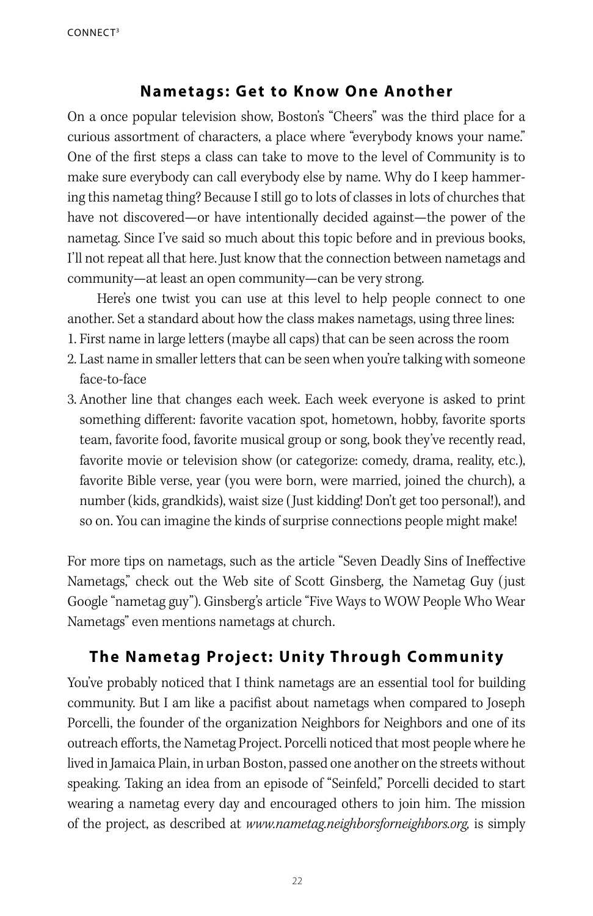## Nametags: Get to Know One Another

On a once popular television show, Boston's "Cheers" was the third place for a curious assortment of characters, a place where "everybody knows your name." One of the first steps a class can take to move to the level of Community is to make sure everybody can call everybody else by name. Why do I keep hammering this nametag thing? Because I still go to lots of classes in lots of churches that have not discovered—or have intentionally decided against—the power of the nametag. Since I've said so much about this topic before and in previous books, I'll not repeat all that here. Just know that the connection between nametags and community—at least an open community—can be very strong.

Here's one twist you can use at this level to help people connect to one another. Set a standard about how the class makes nametags, using three lines:

1. First name in large letters (maybe all caps) that can be seen across the room
2. Last name in smaller letters that can be seen when you're talking with someone face-to-face
3. Another line that changes each week. Each week everyone is asked to print something different: favorite vacation spot, hometown, hobby, favorite sports team, favorite food, favorite musical group or song, book they've recently read, favorite movie or television show (or categorize: comedy, drama, reality, etc.), favorite Bible verse, year (you were born, were married, joined the church), a number (kids, grandkids), waist size (Just kidding! Don't get too personal!), and so on. You can imagine the kinds of surprise connections people might make!

For more tips on nametags, such as the article "Seven Deadly Sins of Ineffective Nametags," check out the Web site of Scott Ginsberg, the Nametag Guy (just Google "nametag guy"). Ginsberg's article "Five Ways to WOW People Who Wear Nametags" even mentions nametags at church.

## The Nametag Project: Unity Through Community

You've probably noticed that I think nametags are an essential tool for building community. But I am like a pacifist about nametags when compared to Joseph Porcelli, the founder of the organization Neighbors for Neighbors and one of its outreach efforts, the Nametag Project. Porcelli noticed that most people where he lived in Jamaica Plain, in urban Boston, passed one another on the streets without speaking. Taking an idea from an episode of "Seinfeld," Porcelli decided to start wearing a nametag every day and encouraged others to join him. The mission of the project, as described at *www.nametag.neighborsforneighbors.org,* is simply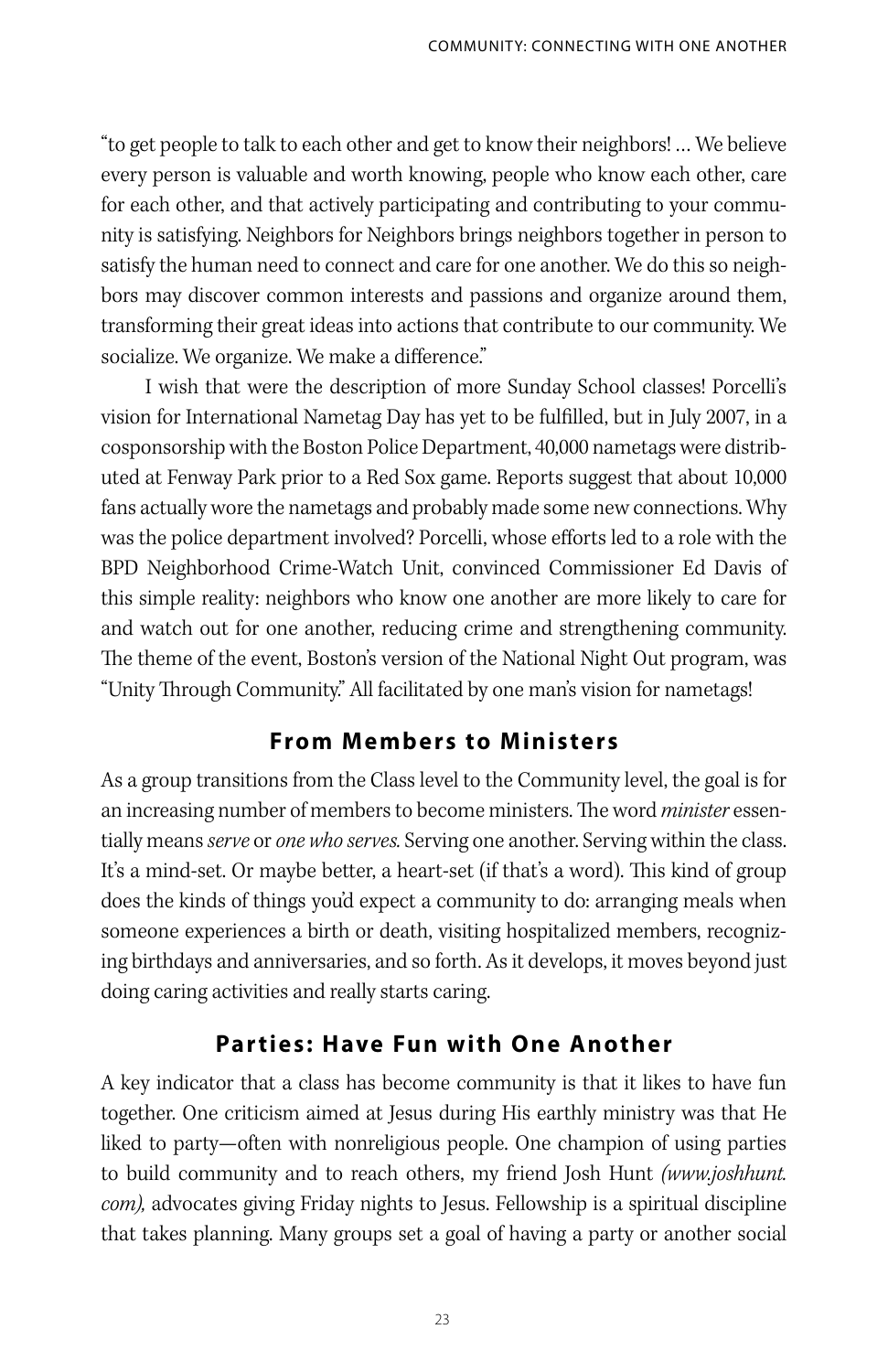"to get people to talk to each other and get to know their neighbors! … We believe every person is valuable and worth knowing, people who know each other, care for each other, and that actively participating and contributing to your community is satisfying. Neighbors for Neighbors brings neighbors together in person to satisfy the human need to connect and care for one another. We do this so neighbors may discover common interests and passions and organize around them, transforming their great ideas into actions that contribute to our community. We socialize. We organize. We make a difference."

I wish that were the description of more Sunday School classes! Porcelli's vision for International Nametag Day has yet to be fulfilled, but in July 2007, in a cosponsorship with the Boston Police Department, 40,000 nametags were distributed at Fenway Park prior to a Red Sox game. Reports suggest that about 10,000 fans actually wore the nametags and probably made some new connections. Why was the police department involved? Porcelli, whose efforts led to a role with the BPD Neighborhood Crime-Watch Unit, convinced Commissioner Ed Davis of this simple reality: neighbors who know one another are more likely to care for and watch out for one another, reducing crime and strengthening community. The theme of the event, Boston's version of the National Night Out program, was "Unity Through Community." All facilitated by one man's vision for nametags!

## From Members to Ministers

As a group transitions from the Class level to the Community level, the goal is for an increasing number of members to become ministers. The word *minister* essentially means *serve* or *one who serves.* Serving one another. Serving within the class. It's a mind-set. Or maybe better, a heart-set (if that's a word). This kind of group does the kinds of things you'd expect a community to do: arranging meals when someone experiences a birth or death, visiting hospitalized members, recognizing birthdays and anniversaries, and so forth. As it develops, it moves beyond just doing caring activities and really starts caring.

## Parties: Have Fun with One Another

A key indicator that a class has become community is that it likes to have fun together. One criticism aimed at Jesus during His earthly ministry was that He liked to party—often with nonreligious people. One champion of using parties to build community and to reach others, my friend Josh Hunt *(www.joshhunt.com),* advocates giving Friday nights to Jesus. Fellowship is a spiritual discipline that takes planning. Many groups set a goal of having a party or another social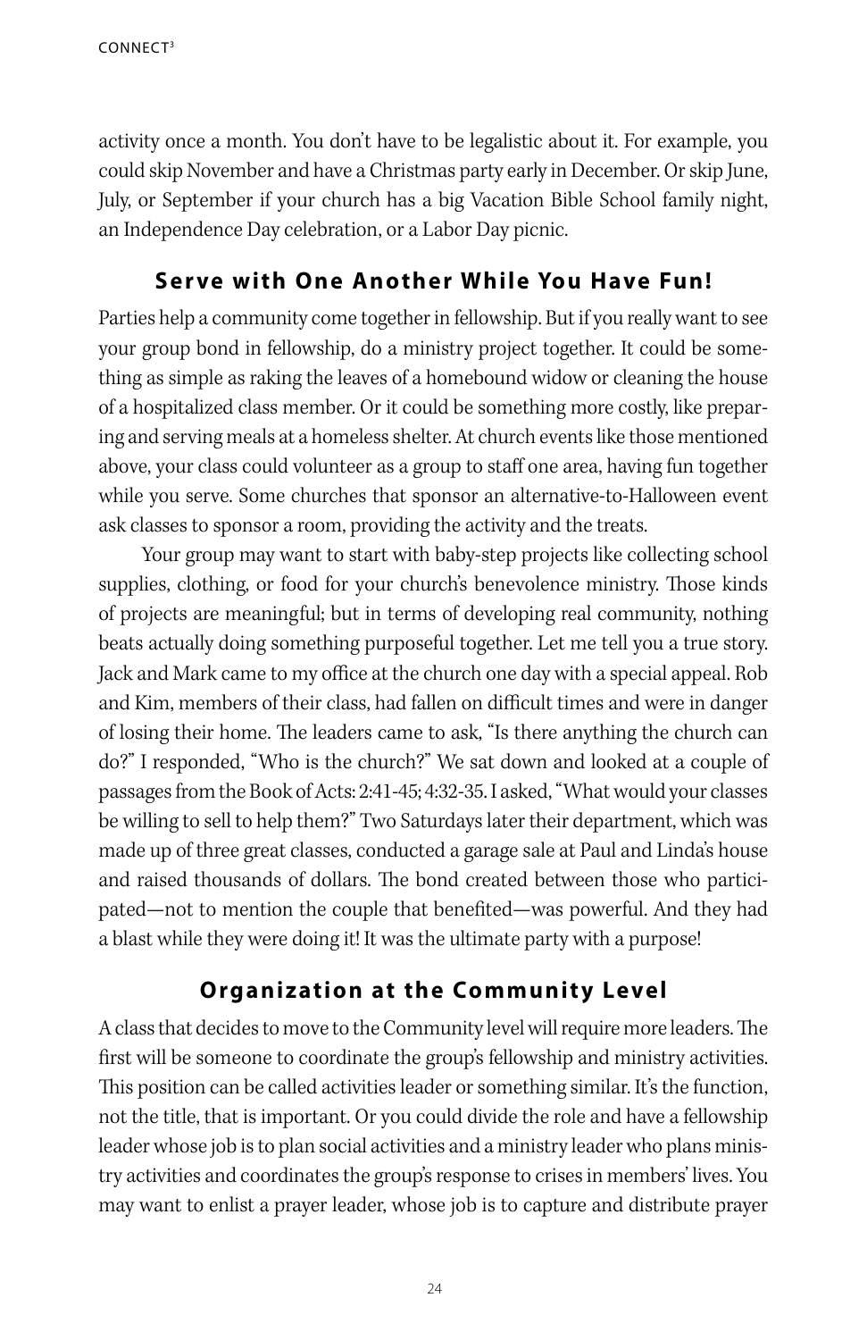activity once a month. You don't have to be legalistic about it. For example, you could skip November and have a Christmas party early in December. Or skip June, July, or September if your church has a big Vacation Bible School family night, an Independence Day celebration, or a Labor Day picnic.

## Serve with One Another While You Have Fun!

Parties help a community come together in fellowship. But if you really want to see your group bond in fellowship, do a ministry project together. It could be something as simple as raking the leaves of a homebound widow or cleaning the house of a hospitalized class member. Or it could be something more costly, like preparing and serving meals at a homeless shelter. At church events like those mentioned above, your class could volunteer as a group to staff one area, having fun together while you serve. Some churches that sponsor an alternative-to-Halloween event ask classes to sponsor a room, providing the activity and the treats.

Your group may want to start with baby-step projects like collecting school supplies, clothing, or food for your church's benevolence ministry. Those kinds of projects are meaningful; but in terms of developing real community, nothing beats actually doing something purposeful together. Let me tell you a true story. Jack and Mark came to my office at the church one day with a special appeal. Rob and Kim, members of their class, had fallen on difficult times and were in danger of losing their home. The leaders came to ask, "Is there anything the church can do?" I responded, "Who is the church?" We sat down and looked at a couple of passages from the Book of Acts: 2:41-45; 4:32-35. I asked, "What would your classes be willing to sell to help them?" Two Saturdays later their department, which was made up of three great classes, conducted a garage sale at Paul and Linda's house and raised thousands of dollars. The bond created between those who participated—not to mention the couple that benefited—was powerful. And they had a blast while they were doing it! It was the ultimate party with a purpose!

## Organization at the Community Level

A class that decides to move to the Community level will require more leaders. The first will be someone to coordinate the group's fellowship and ministry activities. This position can be called activities leader or something similar. It's the function, not the title, that is important. Or you could divide the role and have a fellowship leader whose job is to plan social activities and a ministry leader who plans ministry activities and coordinates the group's response to crises in members' lives. You may want to enlist a prayer leader, whose job is to capture and distribute prayer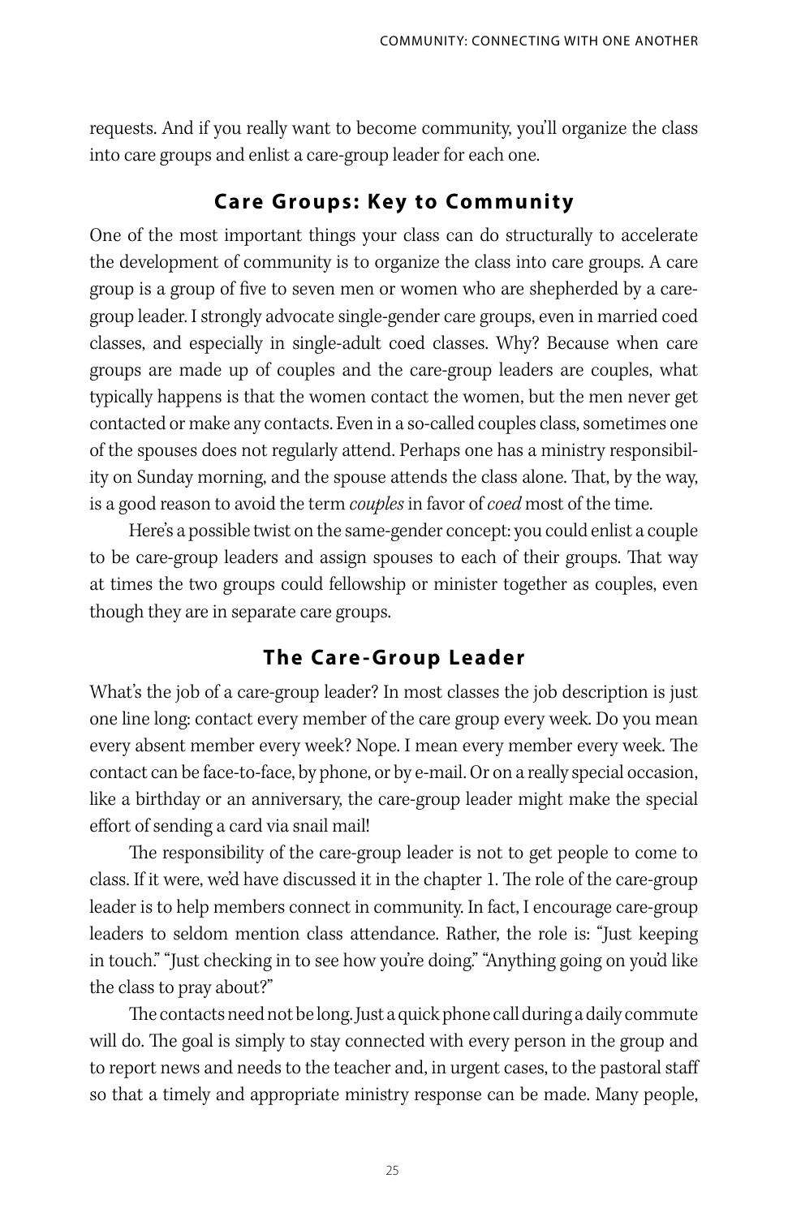requests. And if you really want to become community, you'll organize the class into care groups and enlist a care-group leader for each one.

## Care Groups: Key to Community

One of the most important things your class can do structurally to accelerate the development of community is to organize the class into care groups. A care group is a group of five to seven men or women who are shepherded by a care-group leader. I strongly advocate single-gender care groups, even in married coed classes, and especially in single-adult coed classes. Why? Because when care groups are made up of couples and the care-group leaders are couples, what typically happens is that the women contact the women, but the men never get contacted or make any contacts. Even in a so-called couples class, sometimes one of the spouses does not regularly attend. Perhaps one has a ministry responsibility on Sunday morning, and the spouse attends the class alone. That, by the way, is a good reason to avoid the term *couples* in favor of *coed* most of the time.

Here's a possible twist on the same-gender concept: you could enlist a couple to be care-group leaders and assign spouses to each of their groups. That way at times the two groups could fellowship or minister together as couples, even though they are in separate care groups.

## The Care-Group Leader

What's the job of a care-group leader? In most classes the job description is just one line long: contact every member of the care group every week. Do you mean every absent member every week? Nope. I mean every member every week. The contact can be face-to-face, by phone, or by e-mail. Or on a really special occasion, like a birthday or an anniversary, the care-group leader might make the special effort of sending a card via snail mail!

The responsibility of the care-group leader is not to get people to come to class. If it were, we'd have discussed it in the chapter 1. The role of the care-group leader is to help members connect in community. In fact, I encourage care-group leaders to seldom mention class attendance. Rather, the role is: "Just keeping in touch." "Just checking in to see how you're doing." "Anything going on you'd like the class to pray about?"

The contacts need not be long. Just a quick phone call during a daily commute will do. The goal is simply to stay connected with every person in the group and to report news and needs to the teacher and, in urgent cases, to the pastoral staff so that a timely and appropriate ministry response can be made. Many people,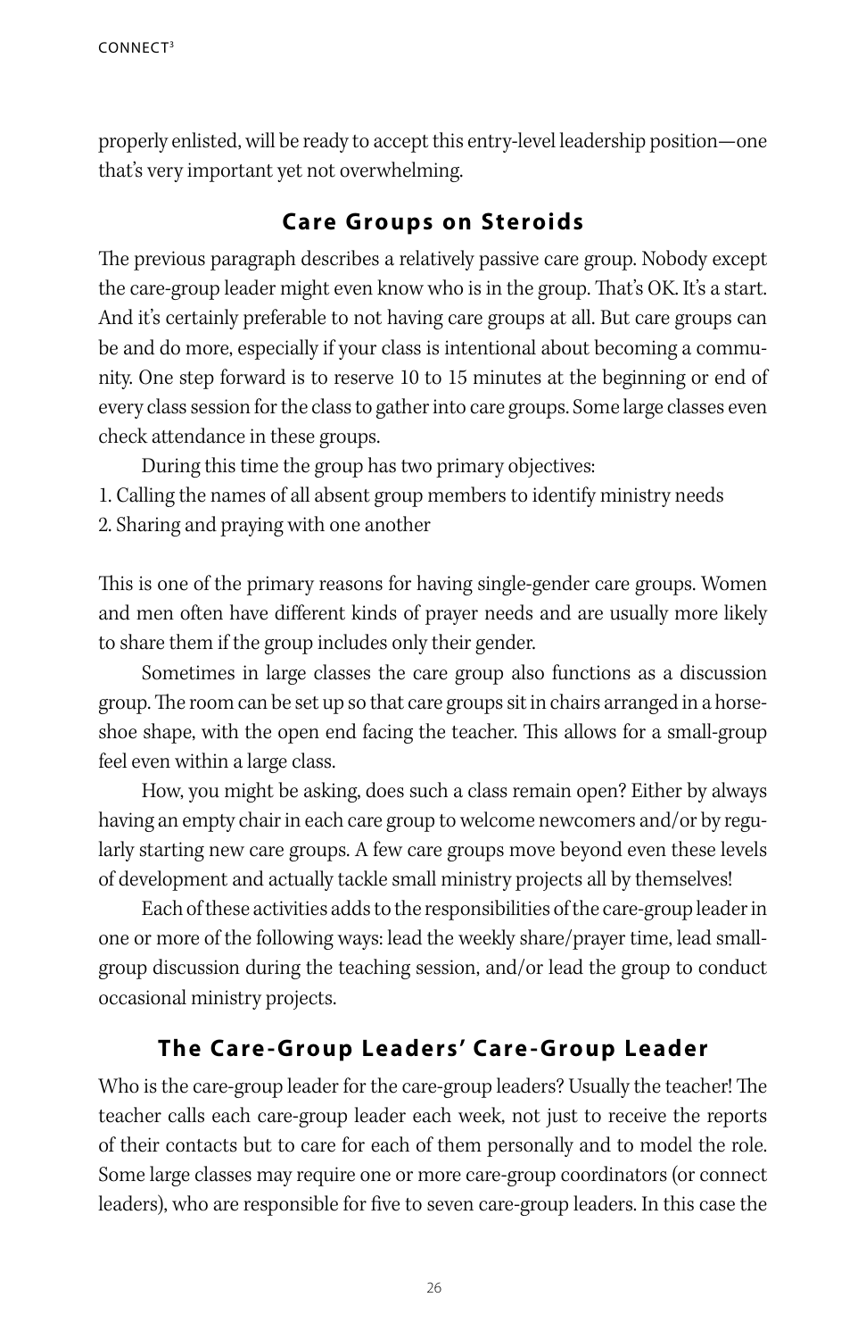properly enlisted, will be ready to accept this entry-level leadership position—one that's very important yet not overwhelming.

## Care Groups on Steroids

The previous paragraph describes a relatively passive care group. Nobody except the care-group leader might even know who is in the group. That's OK. It's a start. And it's certainly preferable to not having care groups at all. But care groups can be and do more, especially if your class is intentional about becoming a community. One step forward is to reserve 10 to 15 minutes at the beginning or end of every class session for the class to gather into care groups. Some large classes even check attendance in these groups.

During this time the group has two primary objectives:

1. Calling the names of all absent group members to identify ministry needs
2. Sharing and praying with one another

This is one of the primary reasons for having single-gender care groups. Women and men often have different kinds of prayer needs and are usually more likely to share them if the group includes only their gender.

Sometimes in large classes the care group also functions as a discussion group. The room can be set up so that care groups sit in chairs arranged in a horseshoe shape, with the open end facing the teacher. This allows for a small-group feel even within a large class.

How, you might be asking, does such a class remain open? Either by always having an empty chair in each care group to welcome newcomers and/or by regularly starting new care groups. A few care groups move beyond even these levels of development and actually tackle small ministry projects all by themselves!

Each of these activities adds to the responsibilities of the care-group leader in one or more of the following ways: lead the weekly share/prayer time, lead small-group discussion during the teaching session, and/or lead the group to conduct occasional ministry projects.

## The Care-Group Leaders' Care-Group Leader

Who is the care-group leader for the care-group leaders? Usually the teacher! The teacher calls each care-group leader each week, not just to receive the reports of their contacts but to care for each of them personally and to model the role. Some large classes may require one or more care-group coordinators (or connect leaders), who are responsible for five to seven care-group leaders. In this case the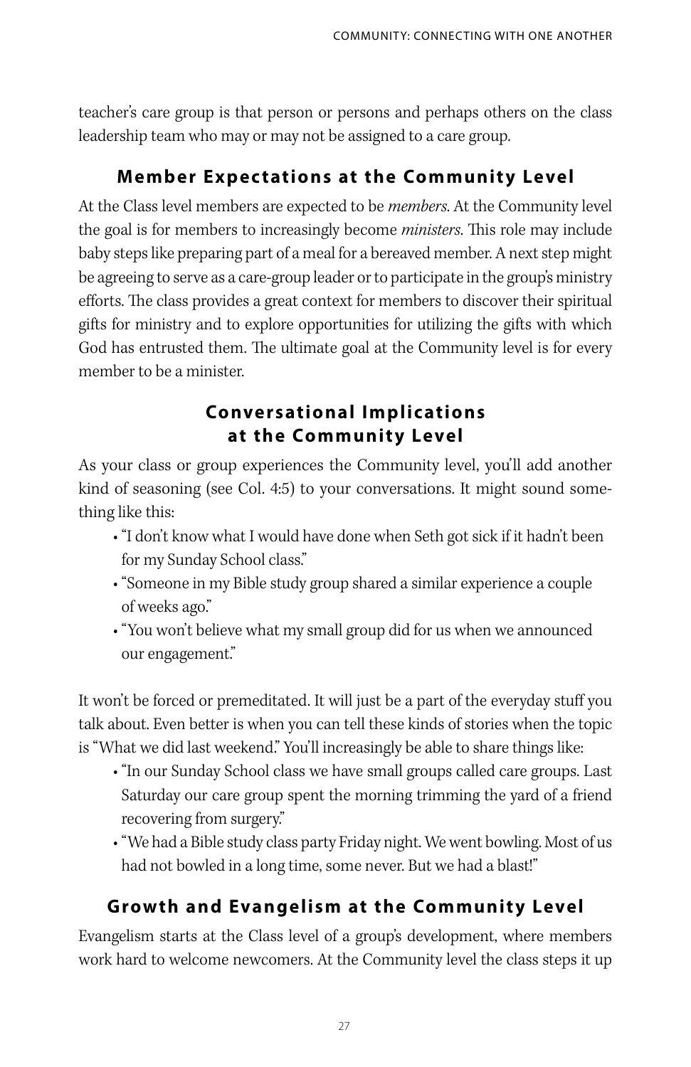teacher's care group is that person or persons and perhaps others on the class leadership team who may or may not be assigned to a care group.

## Member Expectations at the Community Level

At the Class level members are expected to be *members.* At the Community level the goal is for members to increasingly become *ministers*. This role may include baby steps like preparing part of a meal for a bereaved member. A next step might be agreeing to serve as a care-group leader or to participate in the group's ministry efforts. The class provides a great context for members to discover their spiritual gifts for ministry and to explore opportunities for utilizing the gifts with which God has entrusted them. The ultimate goal at the Community level is for every member to be a minister.

## Conversational Implications at the Community Level

As your class or group experiences the Community level, you'll add another kind of seasoning (see Col. 4:5) to your conversations. It might sound something like this:

- "I don't know what I would have done when Seth got sick if it hadn't been for my Sunday School class."
- "Someone in my Bible study group shared a similar experience a couple of weeks ago."
- "You won't believe what my small group did for us when we announced our engagement."

It won't be forced or premeditated. It will just be a part of the everyday stuff you talk about. Even better is when you can tell these kinds of stories when the topic is "What we did last weekend." You'll increasingly be able to share things like:

- "In our Sunday School class we have small groups called care groups. Last Saturday our care group spent the morning trimming the yard of a friend recovering from surgery."
- "We had a Bible study class party Friday night. We went bowling. Most of us had not bowled in a long time, some never. But we had a blast!"

## Growth and Evangelism at the Community Level

Evangelism starts at the Class level of a group's development, where members work hard to welcome newcomers. At the Community level the class steps it up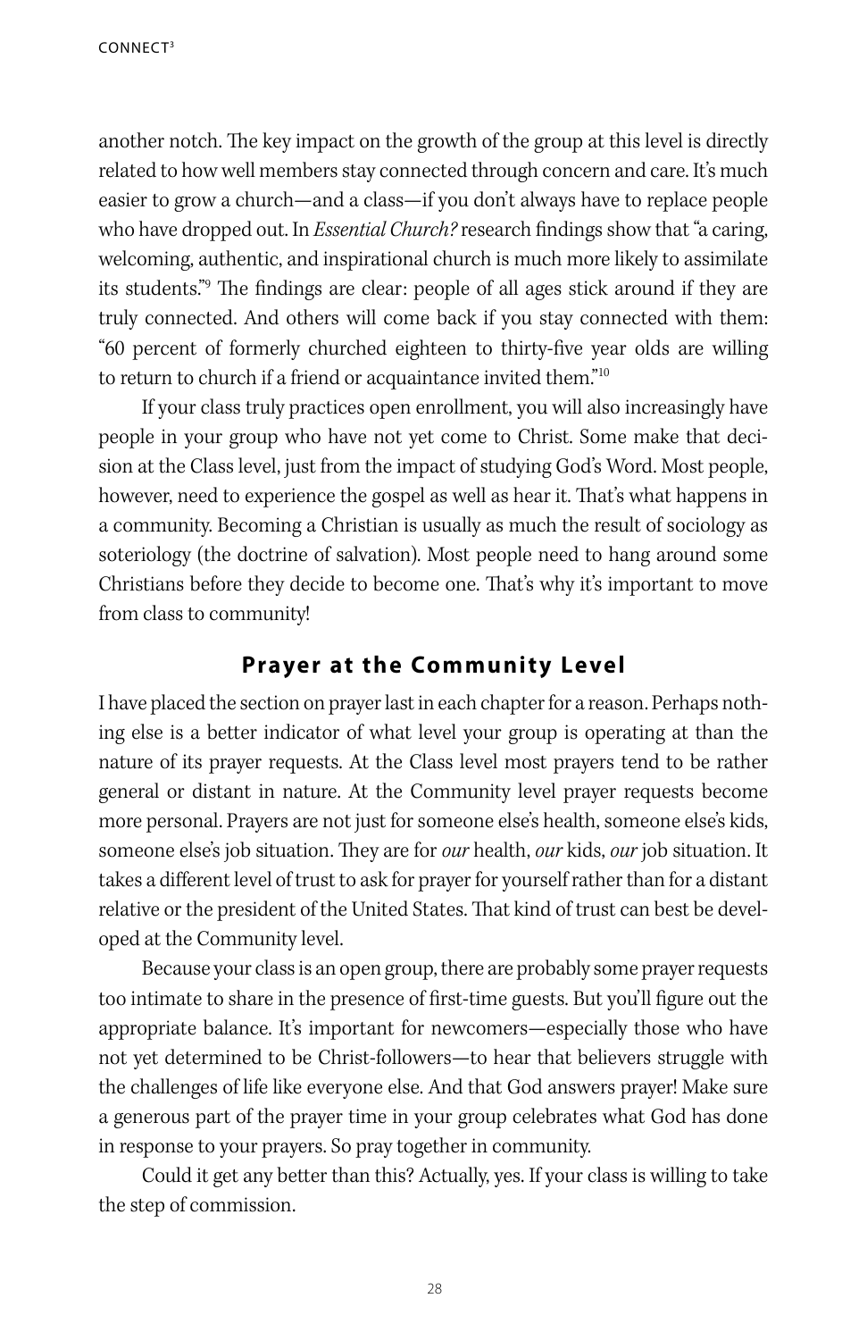another notch. The key impact on the growth of the group at this level is directly related to how well members stay connected through concern and care. It's much easier to grow a church—and a class—if you don't always have to replace people who have dropped out. In *Essential Church?* research findings show that "a caring, welcoming, authentic, and inspirational church is much more likely to assimilate its students."[9] The findings are clear: people of all ages stick around if they are truly connected. And others will come back if you stay connected with them: "60 percent of formerly churched eighteen to thirty-five year olds are willing to return to church if a friend or acquaintance invited them."[10]

If your class truly practices open enrollment, you will also increasingly have people in your group who have not yet come to Christ. Some make that decision at the Class level, just from the impact of studying God's Word. Most people, however, need to experience the gospel as well as hear it. That's what happens in a community. Becoming a Christian is usually as much the result of sociology as soteriology (the doctrine of salvation). Most people need to hang around some Christians before they decide to become one. That's why it's important to move from class to community!

## Prayer at the Community Level

I have placed the section on prayer last in each chapter for a reason. Perhaps nothing else is a better indicator of what level your group is operating at than the nature of its prayer requests. At the Class level most prayers tend to be rather general or distant in nature. At the Community level prayer requests become more personal. Prayers are not just for someone else's health, someone else's kids, someone else's job situation. They are for *our* health, *our* kids, *our* job situation. It takes a different level of trust to ask for prayer for yourself rather than for a distant relative or the president of the United States. That kind of trust can best be developed at the Community level.

Because your class is an open group, there are probably some prayer requests too intimate to share in the presence of first-time guests. But you'll figure out the appropriate balance. It's important for newcomers—especially those who have not yet determined to be Christ-followers—to hear that believers struggle with the challenges of life like everyone else. And that God answers prayer! Make sure a generous part of the prayer time in your group celebrates what God has done in response to your prayers. So pray together in community.

Could it get any better than this? Actually, yes. If your class is willing to take the step of commission.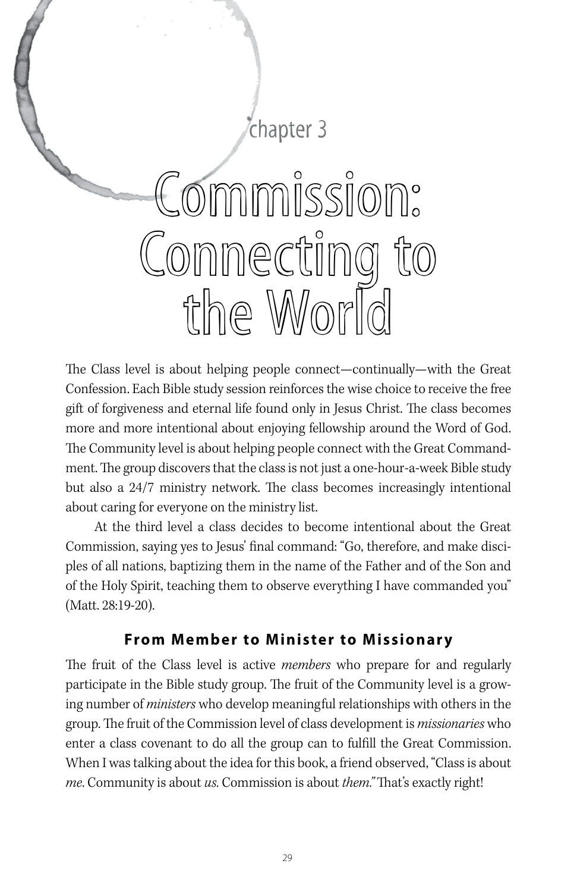chapter 3

# Commission: Connecting to the World

The Class level is about helping people connect—continually—with the Great Confession. Each Bible study session reinforces the wise choice to receive the free gift of forgiveness and eternal life found only in Jesus Christ. The class becomes more and more intentional about enjoying fellowship around the Word of God. The Community level is about helping people connect with the Great Commandment. The group discovers that the class is not just a one-hour-a-week Bible study but also a 24/7 ministry network. The class becomes increasingly intentional about caring for everyone on the ministry list.

At the third level a class decides to become intentional about the Great Commission, saying yes to Jesus' final command: "Go, therefore, and make disciples of all nations, baptizing them in the name of the Father and of the Son and of the Holy Spirit, teaching them to observe everything I have commanded you" (Matt. 28:19-20).

### From Member to Minister to Missionary

The fruit of the Class level is active *members* who prepare for and regularly participate in the Bible study group. The fruit of the Community level is a growing number of *ministers* who develop meaningful relationships with others in the group. The fruit of the Commission level of class development is *missionaries* who enter a class covenant to do all the group can to fulfill the Great Commission. When I was talking about the idea for this book, a friend observed, "Class is about *me*. Community is about *us*. Commission is about *them*." That's exactly right!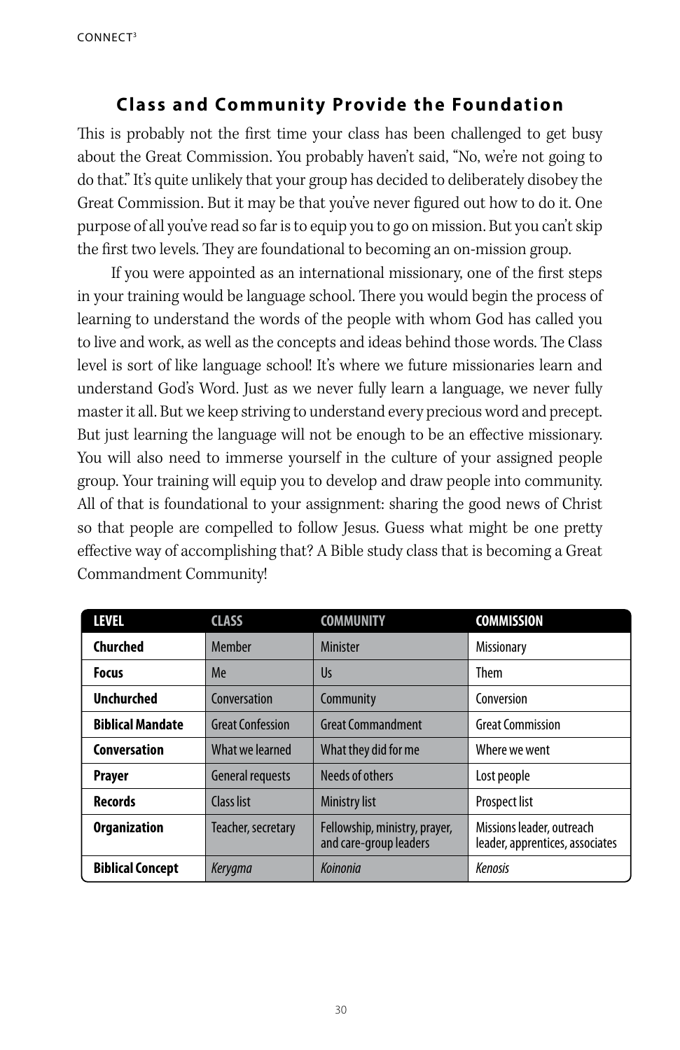## Class and Community Provide the Foundation

This is probably not the first time your class has been challenged to get busy about the Great Commission. You probably haven't said, "No, we're not going to do that." It's quite unlikely that your group has decided to deliberately disobey the Great Commission. But it may be that you've never figured out how to do it. One purpose of all you've read so far is to equip you to go on mission. But you can't skip the first two levels. They are foundational to becoming an on-mission group.

If you were appointed as an international missionary, one of the first steps in your training would be language school. There you would begin the process of learning to understand the words of the people with whom God has called you to live and work, as well as the concepts and ideas behind those words. The Class level is sort of like language school! It's where we future missionaries learn and understand God's Word. Just as we never fully learn a language, we never fully master it all. But we keep striving to understand every precious word and precept. But just learning the language will not be enough to be an effective missionary. You will also need to immerse yourself in the culture of your assigned people group. Your training will equip you to develop and draw people into community. All of that is foundational to your assignment: sharing the good news of Christ so that people are compelled to follow Jesus. Guess what might be one pretty effective way of accomplishing that? A Bible study class that is becoming a Great Commandment Community!

| LEVEL | CLASS | COMMUNITY | COMMISSION |
|---|---|---|---|
| **Churched** | Member | Minister | Missionary |
| **Focus** | Me | Us | Them |
| **Unchurched** | Conversation | Community | Conversion |
| **Biblical Mandate** | Great Confession | Great Commandment | Great Commission |
| **Conversation** | What we learned | What they did for me | Where we went |
| **Prayer** | General requests | Needs of others | Lost people |
| **Records** | Class list | Ministry list | Prospect list |
| **Organization** | Teacher, secretary | Fellowship, ministry, prayer, and care-group leaders | Missions leader, outreach leader, apprentices, associates |
| **Biblical Concept** | *Kerygma* | *Koinonia* | *Kenosis* |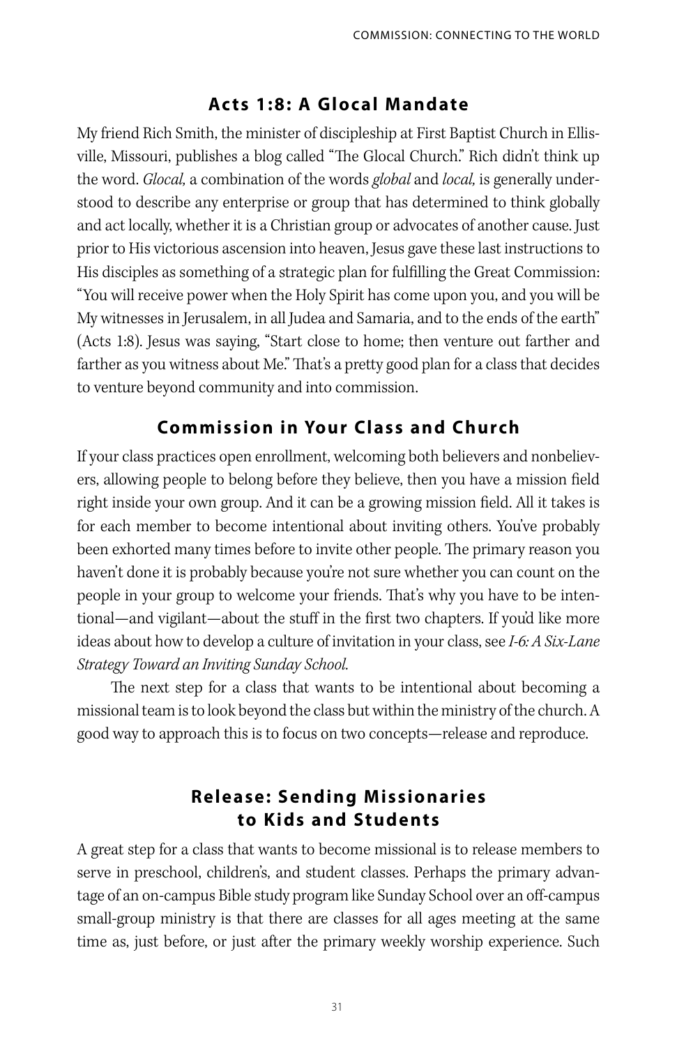## Acts 1:8: A Glocal Mandate

My friend Rich Smith, the minister of discipleship at First Baptist Church in Ellisville, Missouri, publishes a blog called "The Glocal Church." Rich didn't think up the word. *Glocal,* a combination of the words *global* and *local,* is generally understood to describe any enterprise or group that has determined to think globally and act locally, whether it is a Christian group or advocates of another cause. Just prior to His victorious ascension into heaven, Jesus gave these last instructions to His disciples as something of a strategic plan for fulfilling the Great Commission: "You will receive power when the Holy Spirit has come upon you, and you will be My witnesses in Jerusalem, in all Judea and Samaria, and to the ends of the earth" (Acts 1:8). Jesus was saying, "Start close to home; then venture out farther and farther as you witness about Me." That's a pretty good plan for a class that decides to venture beyond community and into commission.

## Commission in Your Class and Church

If your class practices open enrollment, welcoming both believers and nonbelievers, allowing people to belong before they believe, then you have a mission field right inside your own group. And it can be a growing mission field. All it takes is for each member to become intentional about inviting others. You've probably been exhorted many times before to invite other people. The primary reason you haven't done it is probably because you're not sure whether you can count on the people in your group to welcome your friends. That's why you have to be intentional—and vigilant—about the stuff in the first two chapters. If you'd like more ideas about how to develop a culture of invitation in your class, see *I-6: A Six-Lane Strategy Toward an Inviting Sunday School.*

The next step for a class that wants to be intentional about becoming a missional team is to look beyond the class but within the ministry of the church. A good way to approach this is to focus on two concepts—release and reproduce.

## Release: Sending Missionaries to Kids and Students

A great step for a class that wants to become missional is to release members to serve in preschool, children's, and student classes. Perhaps the primary advantage of an on-campus Bible study program like Sunday School over an off-campus small-group ministry is that there are classes for all ages meeting at the same time as, just before, or just after the primary weekly worship experience. Such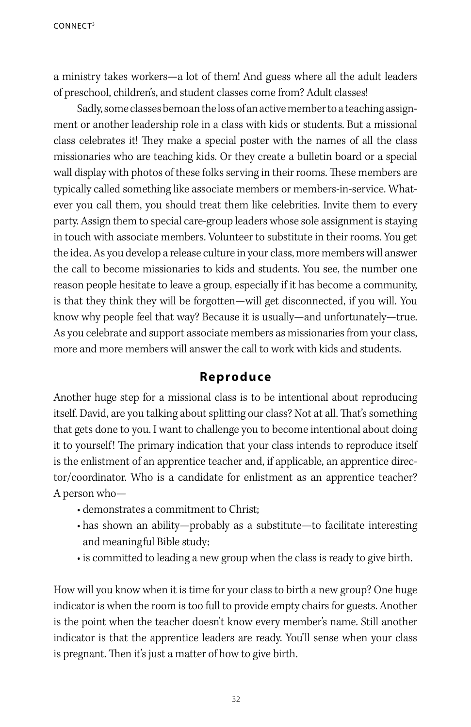a ministry takes workers—a lot of them! And guess where all the adult leaders of preschool, children's, and student classes come from? Adult classes!

Sadly, some classes bemoan the loss of an active member to a teaching assignment or another leadership role in a class with kids or students. But a missional class celebrates it! They make a special poster with the names of all the class missionaries who are teaching kids. Or they create a bulletin board or a special wall display with photos of these folks serving in their rooms. These members are typically called something like associate members or members-in-service. Whatever you call them, you should treat them like celebrities. Invite them to every party. Assign them to special care-group leaders whose sole assignment is staying in touch with associate members. Volunteer to substitute in their rooms. You get the idea. As you develop a release culture in your class, more members will answer the call to become missionaries to kids and students. You see, the number one reason people hesitate to leave a group, especially if it has become a community, is that they think they will be forgotten—will get disconnected, if you will. You know why people feel that way? Because it is usually—and unfortunately—true. As you celebrate and support associate members as missionaries from your class, more and more members will answer the call to work with kids and students.

## Reproduce

Another huge step for a missional class is to be intentional about reproducing itself. David, are you talking about splitting our class? Not at all. That's something that gets done to you. I want to challenge you to become intentional about doing it to yourself! The primary indication that your class intends to reproduce itself is the enlistment of an apprentice teacher and, if applicable, an apprentice director/coordinator. Who is a candidate for enlistment as an apprentice teacher? A person who—

- demonstrates a commitment to Christ;
- has shown an ability—probably as a substitute—to facilitate interesting and meaningful Bible study;
- is committed to leading a new group when the class is ready to give birth.

How will you know when it is time for your class to birth a new group? One huge indicator is when the room is too full to provide empty chairs for guests. Another is the point when the teacher doesn't know every member's name. Still another indicator is that the apprentice leaders are ready. You'll sense when your class is pregnant. Then it's just a matter of how to give birth.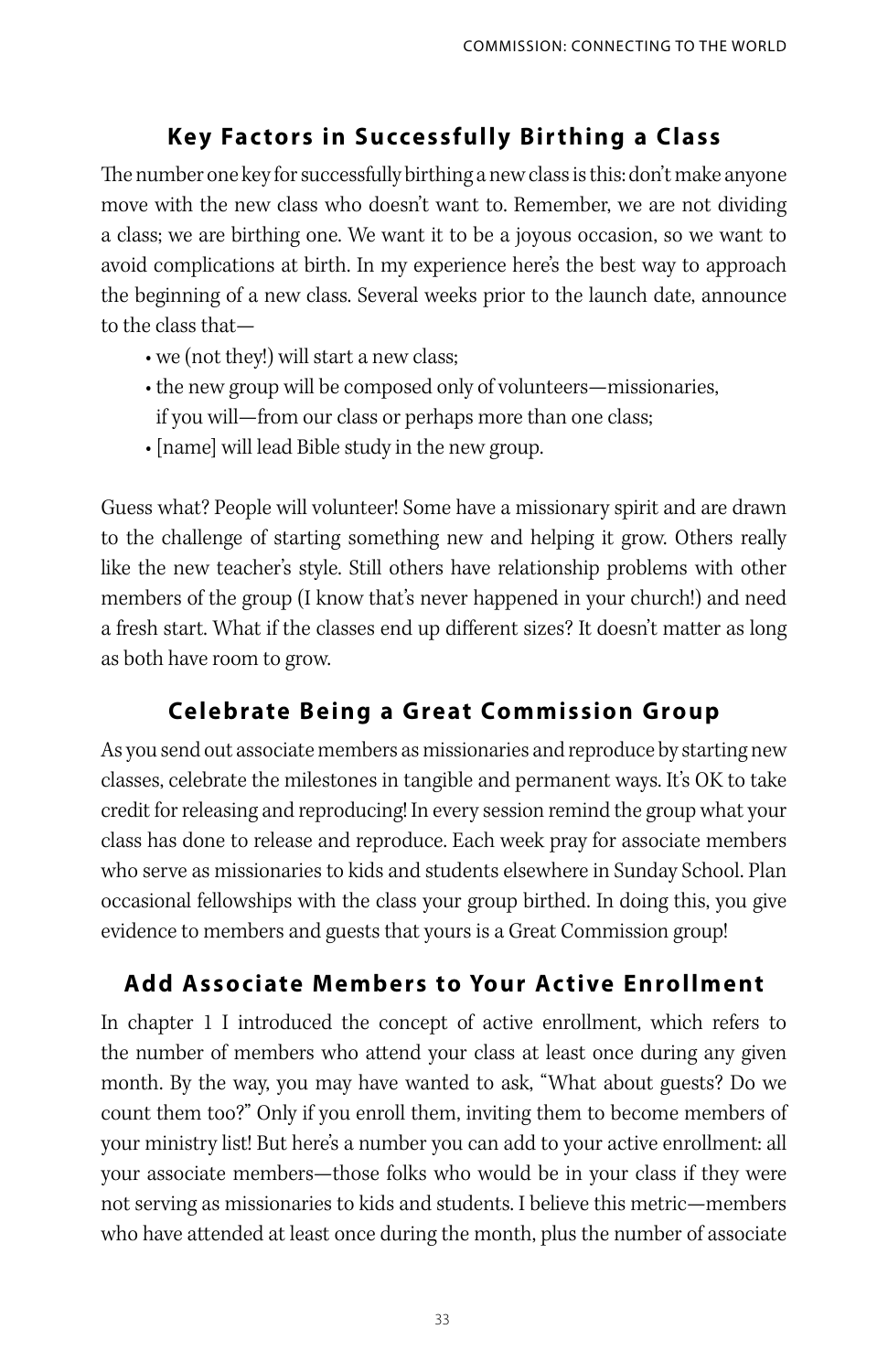## Key Factors in Successfully Birthing a Class

The number one key for successfully birthing a new class is this: don't make anyone move with the new class who doesn't want to. Remember, we are not dividing a class; we are birthing one. We want it to be a joyous occasion, so we want to avoid complications at birth. In my experience here's the best way to approach the beginning of a new class. Several weeks prior to the launch date, announce to the class that—

- we (not they!) will start a new class;
- the new group will be composed only of volunteers—missionaries, if you will—from our class or perhaps more than one class;
- [name] will lead Bible study in the new group.

Guess what? People will volunteer! Some have a missionary spirit and are drawn to the challenge of starting something new and helping it grow. Others really like the new teacher's style. Still others have relationship problems with other members of the group (I know that's never happened in your church!) and need a fresh start. What if the classes end up different sizes? It doesn't matter as long as both have room to grow.

## Celebrate Being a Great Commission Group

As you send out associate members as missionaries and reproduce by starting new classes, celebrate the milestones in tangible and permanent ways. It's OK to take credit for releasing and reproducing! In every session remind the group what your class has done to release and reproduce. Each week pray for associate members who serve as missionaries to kids and students elsewhere in Sunday School. Plan occasional fellowships with the class your group birthed. In doing this, you give evidence to members and guests that yours is a Great Commission group!

## Add Associate Members to Your Active Enrollment

In chapter 1 I introduced the concept of active enrollment, which refers to the number of members who attend your class at least once during any given month. By the way, you may have wanted to ask, "What about guests? Do we count them too?" Only if you enroll them, inviting them to become members of your ministry list! But here's a number you can add to your active enrollment: all your associate members—those folks who would be in your class if they were not serving as missionaries to kids and students. I believe this metric—members who have attended at least once during the month, plus the number of associate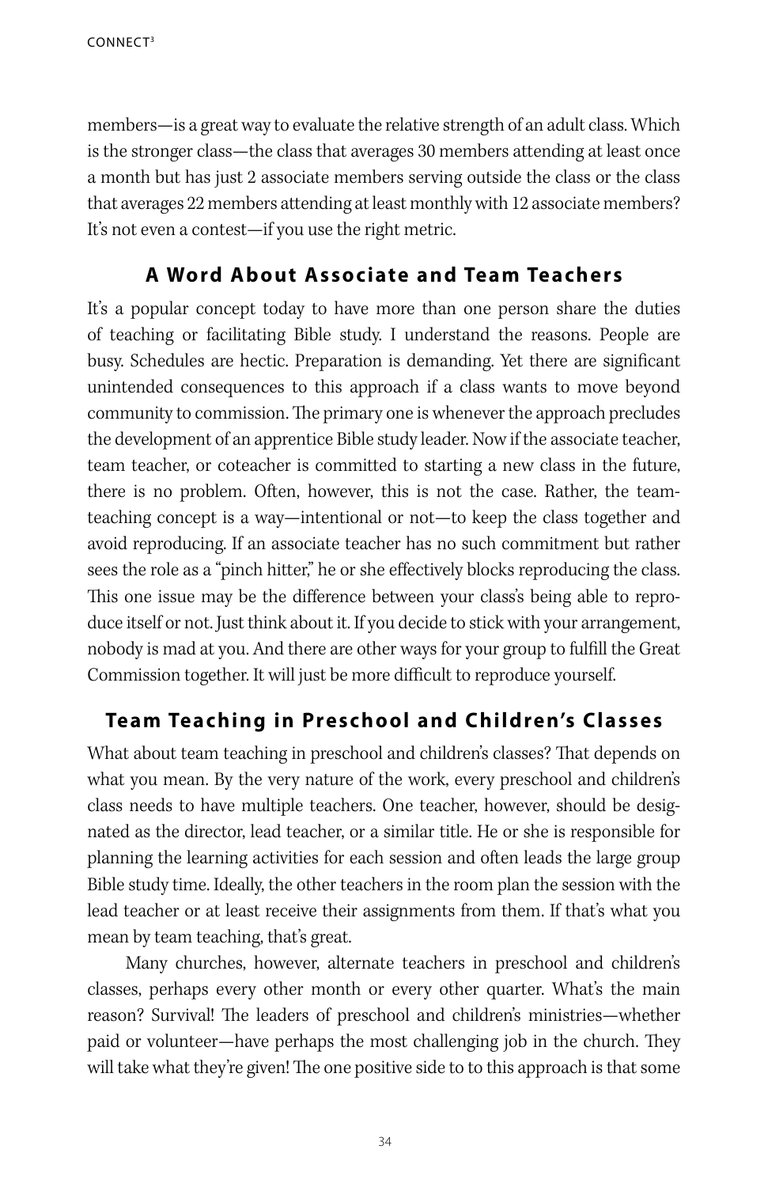members—is a great way to evaluate the relative strength of an adult class. Which is the stronger class—the class that averages 30 members attending at least once a month but has just 2 associate members serving outside the class or the class that averages 22 members attending at least monthly with 12 associate members? It's not even a contest—if you use the right metric.

## A Word About Associate and Team Teachers

It's a popular concept today to have more than one person share the duties of teaching or facilitating Bible study. I understand the reasons. People are busy. Schedules are hectic. Preparation is demanding. Yet there are significant unintended consequences to this approach if a class wants to move beyond community to commission. The primary one is whenever the approach precludes the development of an apprentice Bible study leader. Now if the associate teacher, team teacher, or coteacher is committed to starting a new class in the future, there is no problem. Often, however, this is not the case. Rather, the team-teaching concept is a way—intentional or not—to keep the class together and avoid reproducing. If an associate teacher has no such commitment but rather sees the role as a "pinch hitter," he or she effectively blocks reproducing the class. This one issue may be the difference between your class's being able to reproduce itself or not. Just think about it. If you decide to stick with your arrangement, nobody is mad at you. And there are other ways for your group to fulfill the Great Commission together. It will just be more difficult to reproduce yourself.

## Team Teaching in Preschool and Children's Classes

What about team teaching in preschool and children's classes? That depends on what you mean. By the very nature of the work, every preschool and children's class needs to have multiple teachers. One teacher, however, should be designated as the director, lead teacher, or a similar title. He or she is responsible for planning the learning activities for each session and often leads the large group Bible study time. Ideally, the other teachers in the room plan the session with the lead teacher or at least receive their assignments from them. If that's what you mean by team teaching, that's great.

Many churches, however, alternate teachers in preschool and children's classes, perhaps every other month or every other quarter. What's the main reason? Survival! The leaders of preschool and children's ministries—whether paid or volunteer—have perhaps the most challenging job in the church. They will take what they're given! The one positive side to to this approach is that some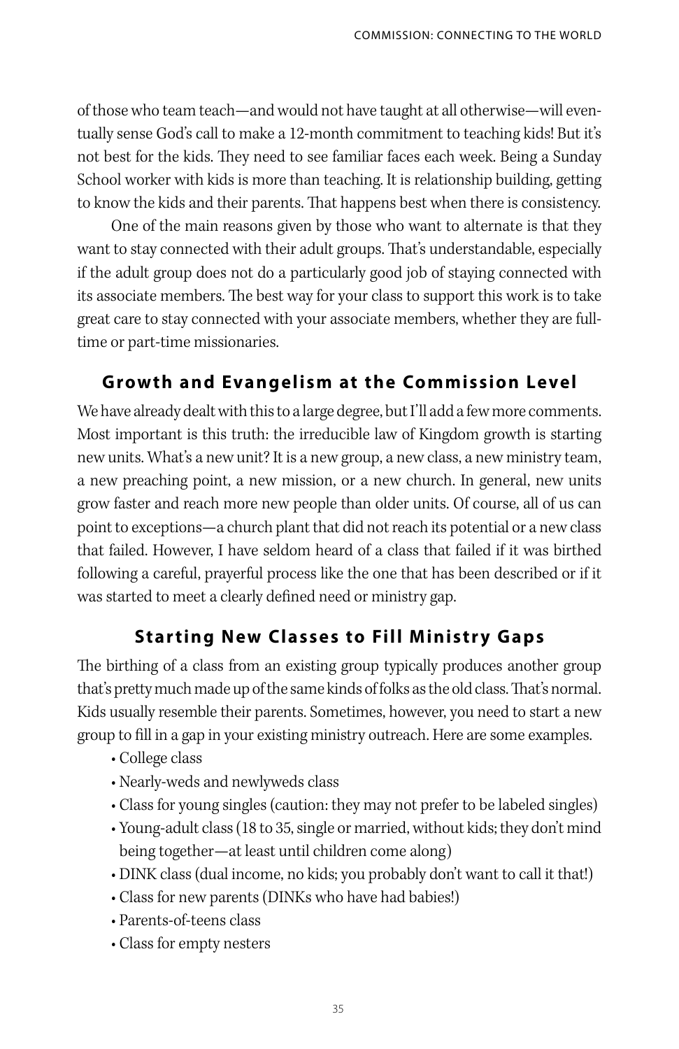of those who team teach—and would not have taught at all otherwise—will eventually sense God's call to make a 12-month commitment to teaching kids! But it's not best for the kids. They need to see familiar faces each week. Being a Sunday School worker with kids is more than teaching. It is relationship building, getting to know the kids and their parents. That happens best when there is consistency.

One of the main reasons given by those who want to alternate is that they want to stay connected with their adult groups. That's understandable, especially if the adult group does not do a particularly good job of staying connected with its associate members. The best way for your class to support this work is to take great care to stay connected with your associate members, whether they are full-time or part-time missionaries.

## Growth and Evangelism at the Commission Level

We have already dealt with this to a large degree, but I'll add a few more comments. Most important is this truth: the irreducible law of Kingdom growth is starting new units. What's a new unit? It is a new group, a new class, a new ministry team, a new preaching point, a new mission, or a new church. In general, new units grow faster and reach more new people than older units. Of course, all of us can point to exceptions—a church plant that did not reach its potential or a new class that failed. However, I have seldom heard of a class that failed if it was birthed following a careful, prayerful process like the one that has been described or if it was started to meet a clearly defined need or ministry gap.

## Starting New Classes to Fill Ministry Gaps

The birthing of a class from an existing group typically produces another group that's pretty much made up of the same kinds of folks as the old class. That's normal. Kids usually resemble their parents. Sometimes, however, you need to start a new group to fill in a gap in your existing ministry outreach. Here are some examples.

- College class
- Nearly-weds and newlyweds class
- Class for young singles (caution: they may not prefer to be labeled singles)
- Young-adult class (18 to 35, single or married, without kids; they don't mind being together—at least until children come along)
- DINK class (dual income, no kids; you probably don't want to call it that!)
- Class for new parents (DINKs who have had babies!)
- Parents-of-teens class
- Class for empty nesters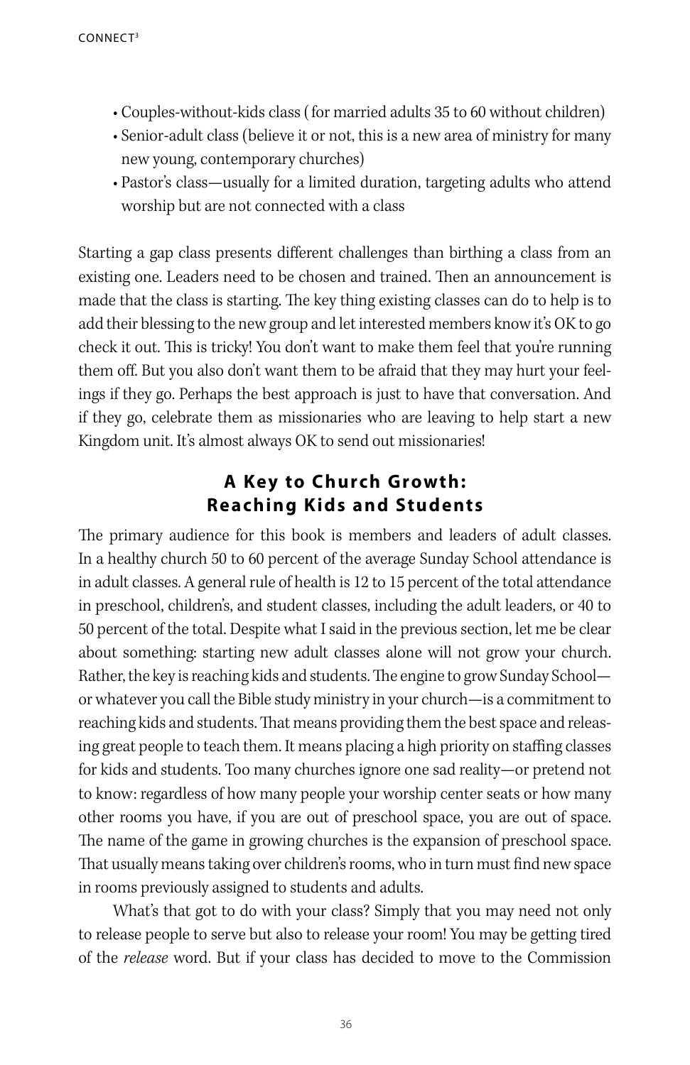- Couples-without-kids class ( for married adults 35 to 60 without children)
- Senior-adult class (believe it or not, this is a new area of ministry for many new young, contemporary churches)
- Pastor's class—usually for a limited duration, targeting adults who attend worship but are not connected with a class

Starting a gap class presents different challenges than birthing a class from an existing one. Leaders need to be chosen and trained. Then an announcement is made that the class is starting. The key thing existing classes can do to help is to add their blessing to the new group and let interested members know it's OK to go check it out. This is tricky! You don't want to make them feel that you're running them off. But you also don't want them to be afraid that they may hurt your feelings if they go. Perhaps the best approach is just to have that conversation. And if they go, celebrate them as missionaries who are leaving to help start a new Kingdom unit. It's almost always OK to send out missionaries!

## A Key to Church Growth: Reaching Kids and Students

The primary audience for this book is members and leaders of adult classes. In a healthy church 50 to 60 percent of the average Sunday School attendance is in adult classes. A general rule of health is 12 to 15 percent of the total attendance in preschool, children's, and student classes, including the adult leaders, or 40 to 50 percent of the total. Despite what I said in the previous section, let me be clear about something: starting new adult classes alone will not grow your church. Rather, the key is reaching kids and students. The engine to grow Sunday School—or whatever you call the Bible study ministry in your church—is a commitment to reaching kids and students. That means providing them the best space and releasing great people to teach them. It means placing a high priority on staffing classes for kids and students. Too many churches ignore one sad reality—or pretend not to know: regardless of how many people your worship center seats or how many other rooms you have, if you are out of preschool space, you are out of space. The name of the game in growing churches is the expansion of preschool space. That usually means taking over children's rooms, who in turn must find new space in rooms previously assigned to students and adults.

What's that got to do with your class? Simply that you may need not only to release people to serve but also to release your room! You may be getting tired of the *release* word. But if your class has decided to move to the Commission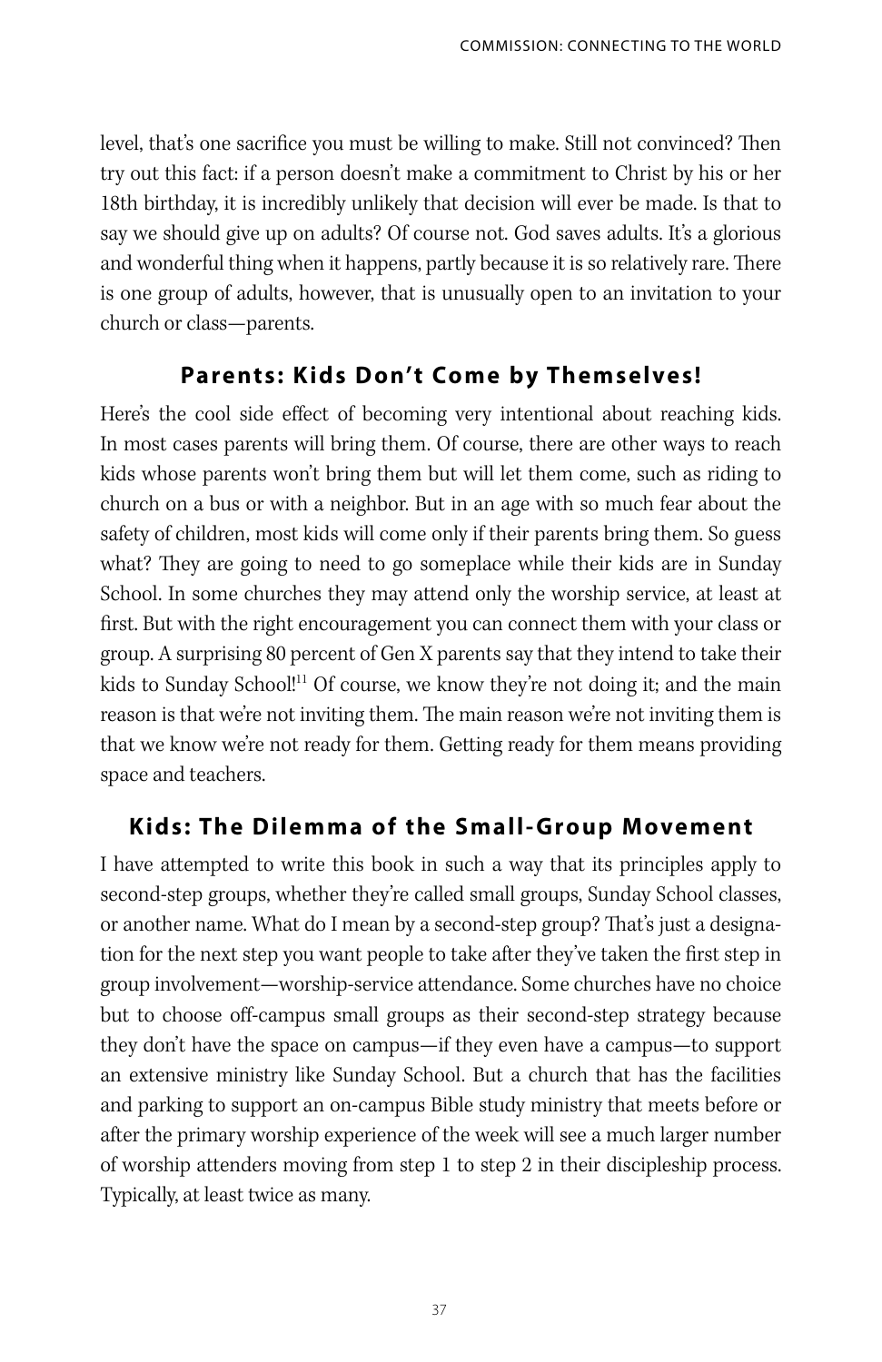level, that's one sacrifice you must be willing to make. Still not convinced? Then try out this fact: if a person doesn't make a commitment to Christ by his or her 18th birthday, it is incredibly unlikely that decision will ever be made. Is that to say we should give up on adults? Of course not. God saves adults. It's a glorious and wonderful thing when it happens, partly because it is so relatively rare. There is one group of adults, however, that is unusually open to an invitation to your church or class—parents.

## Parents: Kids Don't Come by Themselves!

Here's the cool side effect of becoming very intentional about reaching kids. In most cases parents will bring them. Of course, there are other ways to reach kids whose parents won't bring them but will let them come, such as riding to church on a bus or with a neighbor. But in an age with so much fear about the safety of children, most kids will come only if their parents bring them. So guess what? They are going to need to go someplace while their kids are in Sunday School. In some churches they may attend only the worship service, at least at first. But with the right encouragement you can connect them with your class or group. A surprising 80 percent of Gen X parents say that they intend to take their kids to Sunday School![11] Of course, we know they're not doing it; and the main reason is that we're not inviting them. The main reason we're not inviting them is that we know we're not ready for them. Getting ready for them means providing space and teachers.

## Kids: The Dilemma of the Small-Group Movement

I have attempted to write this book in such a way that its principles apply to second-step groups, whether they're called small groups, Sunday School classes, or another name. What do I mean by a second-step group? That's just a designation for the next step you want people to take after they've taken the first step in group involvement—worship-service attendance. Some churches have no choice but to choose off-campus small groups as their second-step strategy because they don't have the space on campus—if they even have a campus—to support an extensive ministry like Sunday School. But a church that has the facilities and parking to support an on-campus Bible study ministry that meets before or after the primary worship experience of the week will see a much larger number of worship attenders moving from step 1 to step 2 in their discipleship process. Typically, at least twice as many.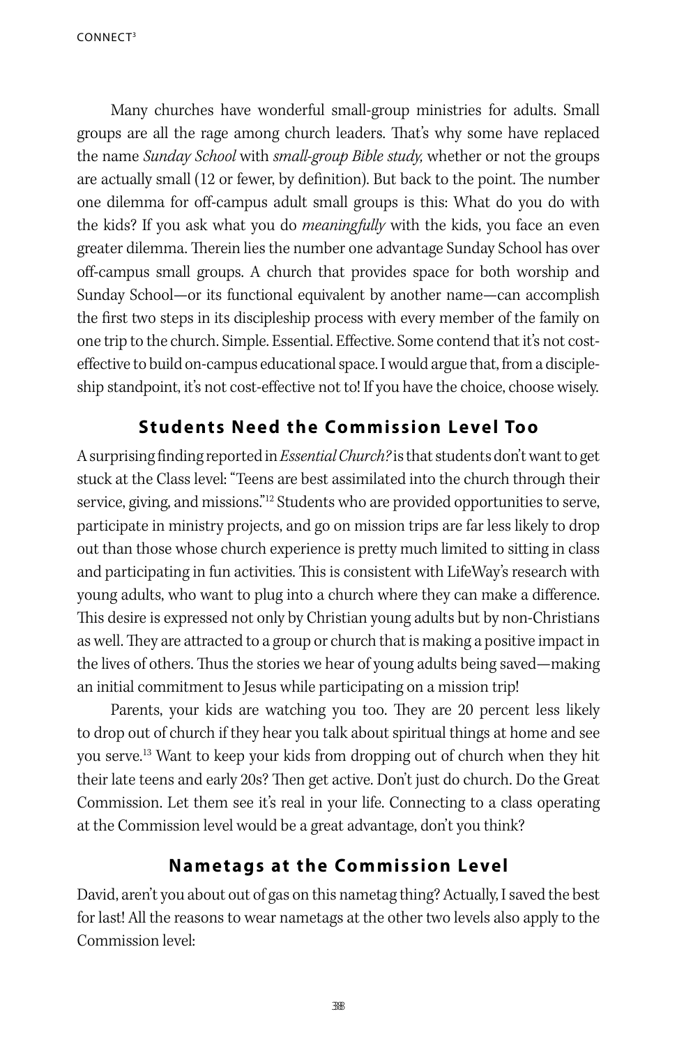Many churches have wonderful small-group ministries for adults. Small groups are all the rage among church leaders. That's why some have replaced the name *Sunday School* with *small-group Bible study,* whether or not the groups are actually small (12 or fewer, by definition). But back to the point. The number one dilemma for off-campus adult small groups is this: What do you do with the kids? If you ask what you do *meaningfully* with the kids, you face an even greater dilemma. Therein lies the number one advantage Sunday School has over off-campus small groups. A church that provides space for both worship and Sunday School—or its functional equivalent by another name—can accomplish the first two steps in its discipleship process with every member of the family on one trip to the church. Simple. Essential. Effective. Some contend that it's not cost-effective to build on-campus educational space. I would argue that, from a discipleship standpoint, it's not cost-effective not to! If you have the choice, choose wisely.

## Students Need the Commission Level Too

A surprising finding reported in *Essential Church?* is that students don't want to get stuck at the Class level: "Teens are best assimilated into the church through their service, giving, and missions."[12] Students who are provided opportunities to serve, participate in ministry projects, and go on mission trips are far less likely to drop out than those whose church experience is pretty much limited to sitting in class and participating in fun activities. This is consistent with LifeWay's research with young adults, who want to plug into a church where they can make a difference. This desire is expressed not only by Christian young adults but by non-Christians as well. They are attracted to a group or church that is making a positive impact in the lives of others. Thus the stories we hear of young adults being saved—making an initial commitment to Jesus while participating on a mission trip!

Parents, your kids are watching you too. They are 20 percent less likely to drop out of church if they hear you talk about spiritual things at home and see you serve.[13] Want to keep your kids from dropping out of church when they hit their late teens and early 20s? Then get active. Don't just do church. Do the Great Commission. Let them see it's real in your life. Connecting to a class operating at the Commission level would be a great advantage, don't you think?

## Nametags at the Commission Level

David, aren't you about out of gas on this nametag thing? Actually, I saved the best for last! All the reasons to wear nametags at the other two levels also apply to the Commission level: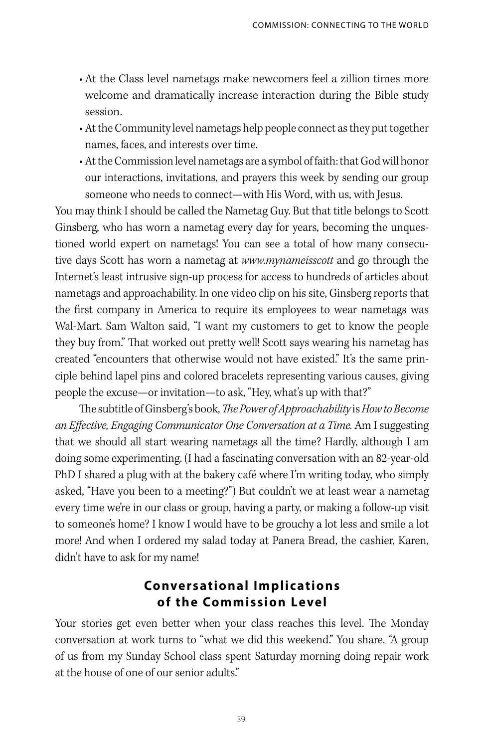- At the Class level nametags make newcomers feel a zillion times more welcome and dramatically increase interaction during the Bible study session.
- At the Community level nametags help people connect as they put together names, faces, and interests over time.
- At the Commission level nametags are a symbol of faith: that God will honor our interactions, invitations, and prayers this week by sending our group someone who needs to connect—with His Word, with us, with Jesus.

You may think I should be called the Nametag Guy. But that title belongs to Scott Ginsberg, who has worn a nametag every day for years, becoming the unquestioned world expert on nametags! You can see a total of how many consecutive days Scott has worn a nametag at *www.mynameisscott* and go through the Internet's least intrusive sign-up process for access to hundreds of articles about nametags and approachability. In one video clip on his site, Ginsberg reports that the first company in America to require its employees to wear nametags was Wal-Mart. Sam Walton said, "I want my customers to get to know the people they buy from." That worked out pretty well! Scott says wearing his nametag has created "encounters that otherwise would not have existed." It's the same principle behind lapel pins and colored bracelets representing various causes, giving people the excuse—or invitation—to ask, "Hey, what's up with that?"

The subtitle of Ginsberg's book, *The Power of Approachability* is *How to Become an Effective, Engaging Communicator One Conversation at a Time.* Am I suggesting that we should all start wearing nametags all the time? Hardly, although I am doing some experimenting. (I had a fascinating conversation with an 82-year-old PhD I shared a plug with at the bakery café where I'm writing today, who simply asked, "Have you been to a meeting?") But couldn't we at least wear a nametag every time we're in our class or group, having a party, or making a follow-up visit to someone's home? I know I would have to be grouchy a lot less and smile a lot more! And when I ordered my salad today at Panera Bread, the cashier, Karen, didn't have to ask for my name!

## Conversational Implications of the Commission Level

Your stories get even better when your class reaches this level. The Monday conversation at work turns to "what we did this weekend." You share, "A group of us from my Sunday School class spent Saturday morning doing repair work at the house of one of our senior adults."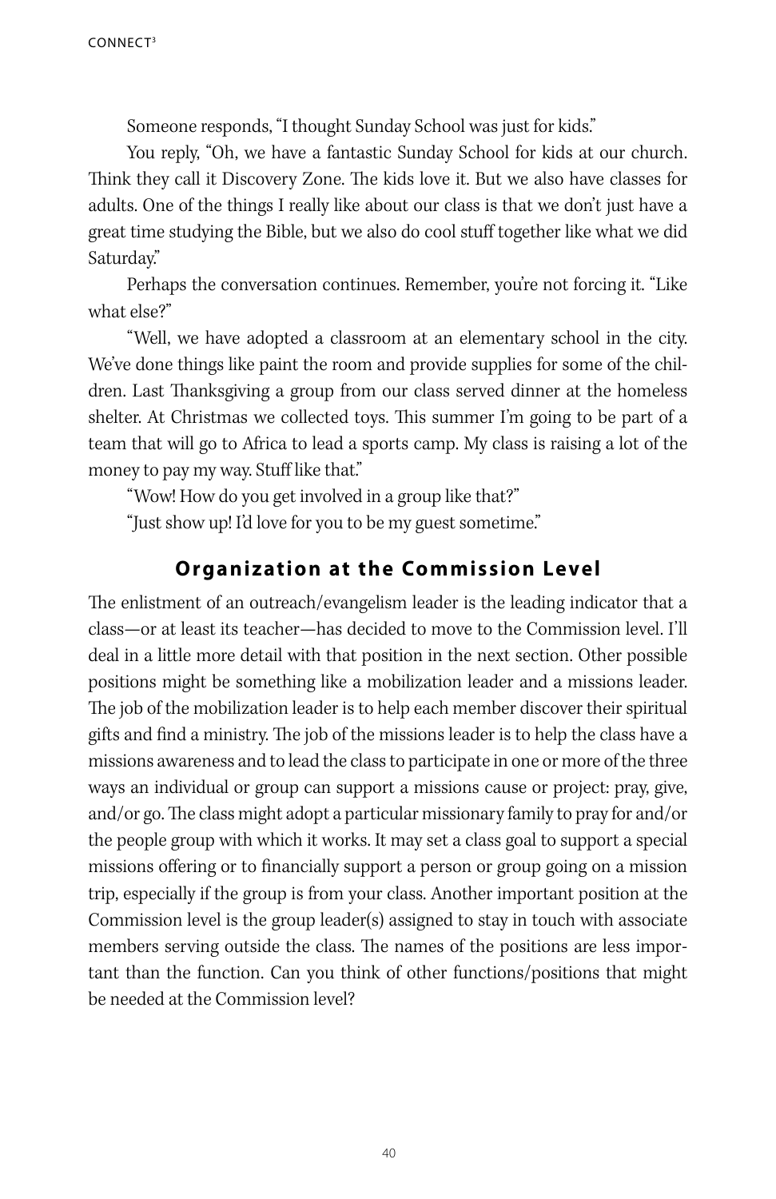Someone responds, "I thought Sunday School was just for kids."

You reply, "Oh, we have a fantastic Sunday School for kids at our church. Think they call it Discovery Zone. The kids love it. But we also have classes for adults. One of the things I really like about our class is that we don't just have a great time studying the Bible, but we also do cool stuff together like what we did Saturday."

Perhaps the conversation continues. Remember, you're not forcing it. "Like what else?"

"Well, we have adopted a classroom at an elementary school in the city. We've done things like paint the room and provide supplies for some of the children. Last Thanksgiving a group from our class served dinner at the homeless shelter. At Christmas we collected toys. This summer I'm going to be part of a team that will go to Africa to lead a sports camp. My class is raising a lot of the money to pay my way. Stuff like that."

"Wow! How do you get involved in a group like that?"

"Just show up! I'd love for you to be my guest sometime."

## Organization at the Commission Level

The enlistment of an outreach/evangelism leader is the leading indicator that a class—or at least its teacher—has decided to move to the Commission level. I'll deal in a little more detail with that position in the next section. Other possible positions might be something like a mobilization leader and a missions leader. The job of the mobilization leader is to help each member discover their spiritual gifts and find a ministry. The job of the missions leader is to help the class have a missions awareness and to lead the class to participate in one or more of the three ways an individual or group can support a missions cause or project: pray, give, and/or go. The class might adopt a particular missionary family to pray for and/or the people group with which it works. It may set a class goal to support a special missions offering or to financially support a person or group going on a mission trip, especially if the group is from your class. Another important position at the Commission level is the group leader(s) assigned to stay in touch with associate members serving outside the class. The names of the positions are less important than the function. Can you think of other functions/positions that might be needed at the Commission level?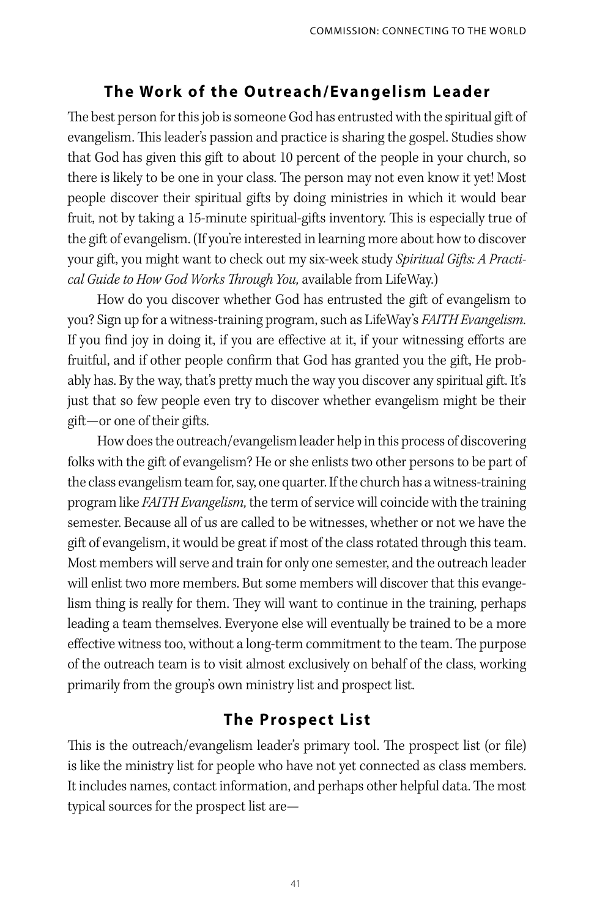## The Work of the Outreach/Evangelism Leader

The best person for this job is someone God has entrusted with the spiritual gift of evangelism. This leader's passion and practice is sharing the gospel. Studies show that God has given this gift to about 10 percent of the people in your church, so there is likely to be one in your class. The person may not even know it yet! Most people discover their spiritual gifts by doing ministries in which it would bear fruit, not by taking a 15-minute spiritual-gifts inventory. This is especially true of the gift of evangelism. (If you're interested in learning more about how to discover your gift, you might want to check out my six-week study *Spiritual Gifts: A Practical Guide to How God Works Through You,* available from LifeWay.)

How do you discover whether God has entrusted the gift of evangelism to you? Sign up for a witness-training program, such as LifeWay's *FAITH Evangelism.* If you find joy in doing it, if you are effective at it, if your witnessing efforts are fruitful, and if other people confirm that God has granted you the gift, He probably has. By the way, that's pretty much the way you discover any spiritual gift. It's just that so few people even try to discover whether evangelism might be their gift—or one of their gifts.

How does the outreach/evangelism leader help in this process of discovering folks with the gift of evangelism? He or she enlists two other persons to be part of the class evangelism team for, say, one quarter. If the church has a witness-training program like *FAITH Evangelism,* the term of service will coincide with the training semester. Because all of us are called to be witnesses, whether or not we have the gift of evangelism, it would be great if most of the class rotated through this team. Most members will serve and train for only one semester, and the outreach leader will enlist two more members. But some members will discover that this evangelism thing is really for them. They will want to continue in the training, perhaps leading a team themselves. Everyone else will eventually be trained to be a more effective witness too, without a long-term commitment to the team. The purpose of the outreach team is to visit almost exclusively on behalf of the class, working primarily from the group's own ministry list and prospect list.

## The Prospect List

This is the outreach/evangelism leader's primary tool. The prospect list (or file) is like the ministry list for people who have not yet connected as class members. It includes names, contact information, and perhaps other helpful data. The most typical sources for the prospect list are—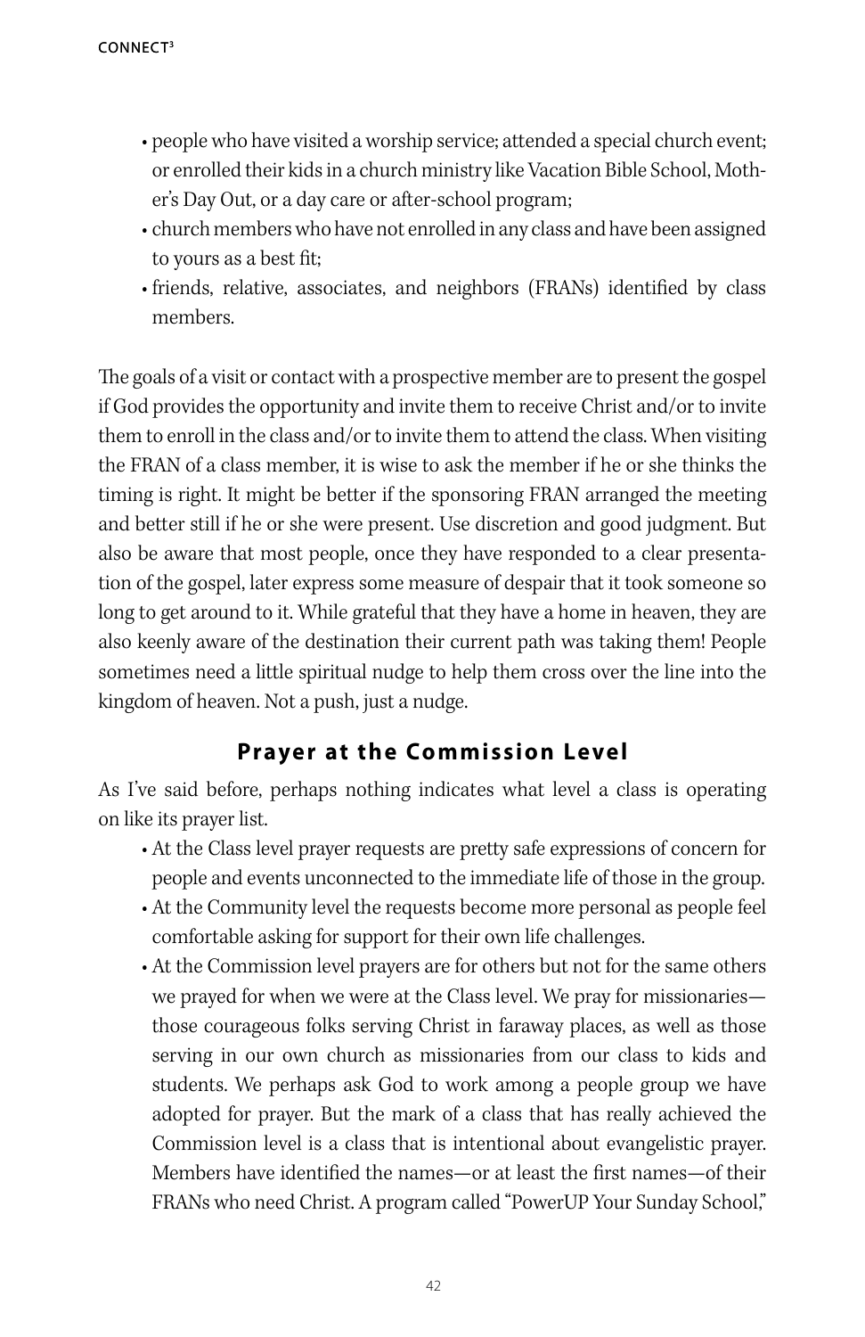- people who have visited a worship service; attended a special church event; or enrolled their kids in a church ministry like Vacation Bible School, Mother's Day Out, or a day care or after-school program;
- church members who have not enrolled in any class and have been assigned to yours as a best fit;
- friends, relative, associates, and neighbors (FRANs) identified by class members.

The goals of a visit or contact with a prospective member are to present the gospel if God provides the opportunity and invite them to receive Christ and/or to invite them to enroll in the class and/or to invite them to attend the class. When visiting the FRAN of a class member, it is wise to ask the member if he or she thinks the timing is right. It might be better if the sponsoring FRAN arranged the meeting and better still if he or she were present. Use discretion and good judgment. But also be aware that most people, once they have responded to a clear presentation of the gospel, later express some measure of despair that it took someone so long to get around to it. While grateful that they have a home in heaven, they are also keenly aware of the destination their current path was taking them! People sometimes need a little spiritual nudge to help them cross over the line into the kingdom of heaven. Not a push, just a nudge.

## Prayer at the Commission Level

As I've said before, perhaps nothing indicates what level a class is operating on like its prayer list.

- At the Class level prayer requests are pretty safe expressions of concern for people and events unconnected to the immediate life of those in the group.
- At the Community level the requests become more personal as people feel comfortable asking for support for their own life challenges.
- At the Commission level prayers are for others but not for the same others we prayed for when we were at the Class level. We pray for missionaries—those courageous folks serving Christ in faraway places, as well as those serving in our own church as missionaries from our class to kids and students. We perhaps ask God to work among a people group we have adopted for prayer. But the mark of a class that has really achieved the Commission level is a class that is intentional about evangelistic prayer. Members have identified the names—or at least the first names—of their FRANs who need Christ. A program called "PowerUP Your Sunday School,"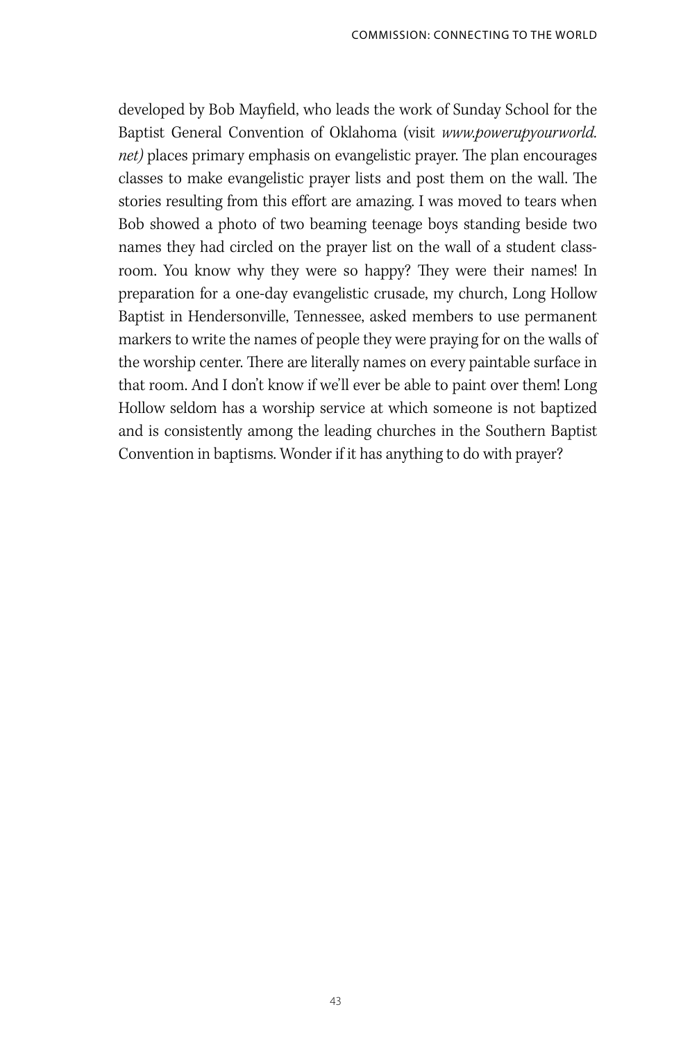developed by Bob Mayfield, who leads the work of Sunday School for the Baptist General Convention of Oklahoma (visit *www.powerupyourworld.net)* places primary emphasis on evangelistic prayer. The plan encourages classes to make evangelistic prayer lists and post them on the wall. The stories resulting from this effort are amazing. I was moved to tears when Bob showed a photo of two beaming teenage boys standing beside two names they had circled on the prayer list on the wall of a student classroom. You know why they were so happy? They were their names! In preparation for a one-day evangelistic crusade, my church, Long Hollow Baptist in Hendersonville, Tennessee, asked members to use permanent markers to write the names of people they were praying for on the walls of the worship center. There are literally names on every paintable surface in that room. And I don't know if we'll ever be able to paint over them! Long Hollow seldom has a worship service at which someone is not baptized and is consistently among the leading churches in the Southern Baptist Convention in baptisms. Wonder if it has anything to do with prayer?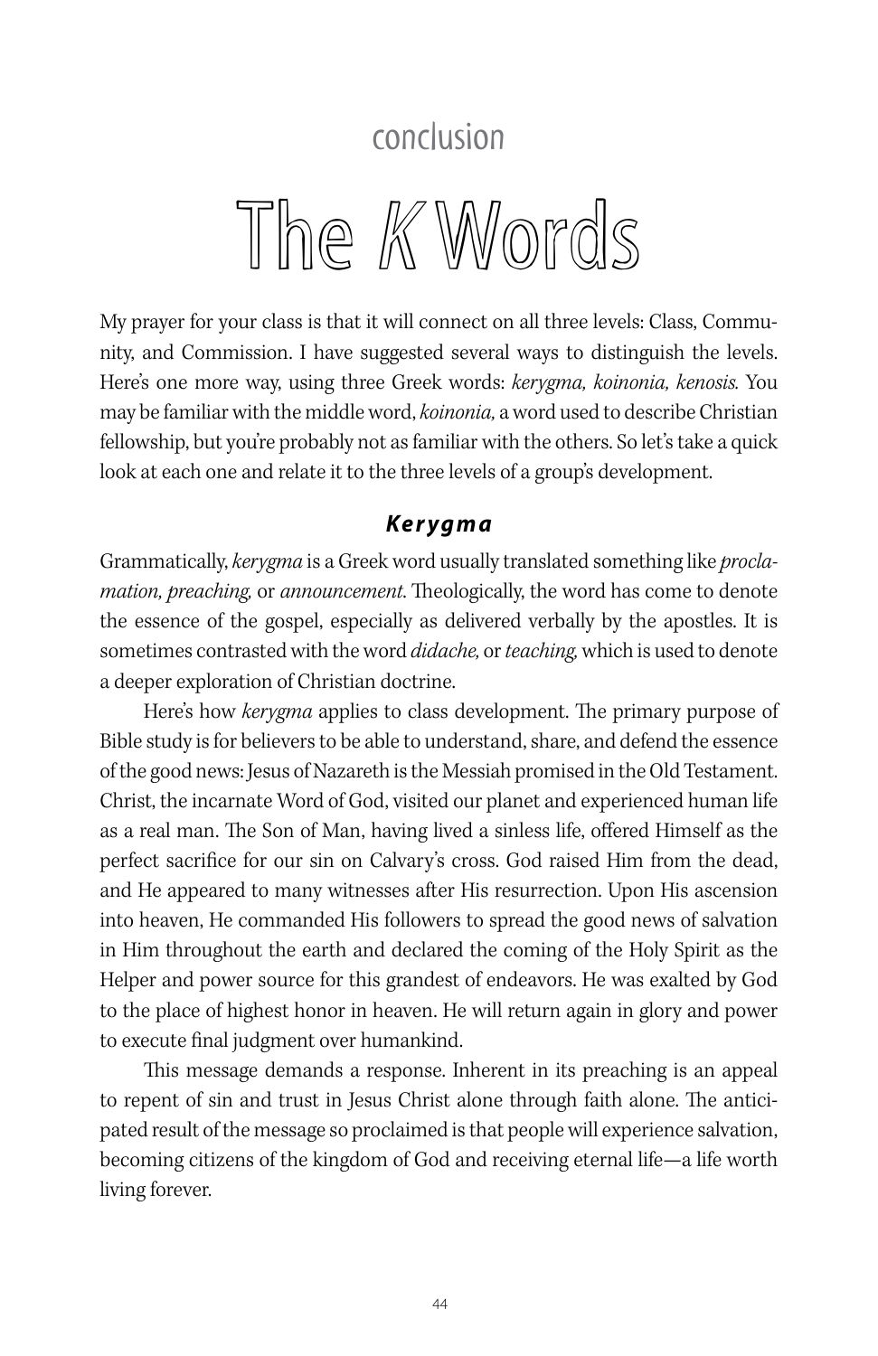conclusion

# The *K* Words

My prayer for your class is that it will connect on all three levels: Class, Community, and Commission. I have suggested several ways to distinguish the levels. Here's one more way, using three Greek words: *kerygma, koinonia, kenosis.* You may be familiar with the middle word, *koinonia,* a word used to describe Christian fellowship, but you're probably not as familiar with the others. So let's take a quick look at each one and relate it to the three levels of a group's development.

## *Kerygma*

Grammatically, *kerygma* is a Greek word usually translated something like *proclamation, preaching,* or *announcement.* Theologically, the word has come to denote the essence of the gospel, especially as delivered verbally by the apostles. It is sometimes contrasted with the word *didache,* or *teaching,* which is used to denote a deeper exploration of Christian doctrine.

Here's how *kerygma* applies to class development. The primary purpose of Bible study is for believers to be able to understand, share, and defend the essence of the good news: Jesus of Nazareth is the Messiah promised in the Old Testament. Christ, the incarnate Word of God, visited our planet and experienced human life as a real man. The Son of Man, having lived a sinless life, offered Himself as the perfect sacrifice for our sin on Calvary's cross. God raised Him from the dead, and He appeared to many witnesses after His resurrection. Upon His ascension into heaven, He commanded His followers to spread the good news of salvation in Him throughout the earth and declared the coming of the Holy Spirit as the Helper and power source for this grandest of endeavors. He was exalted by God to the place of highest honor in heaven. He will return again in glory and power to execute final judgment over humankind.

This message demands a response. Inherent in its preaching is an appeal to repent of sin and trust in Jesus Christ alone through faith alone. The anticipated result of the message so proclaimed is that people will experience salvation, becoming citizens of the kingdom of God and receiving eternal life—a life worth living forever.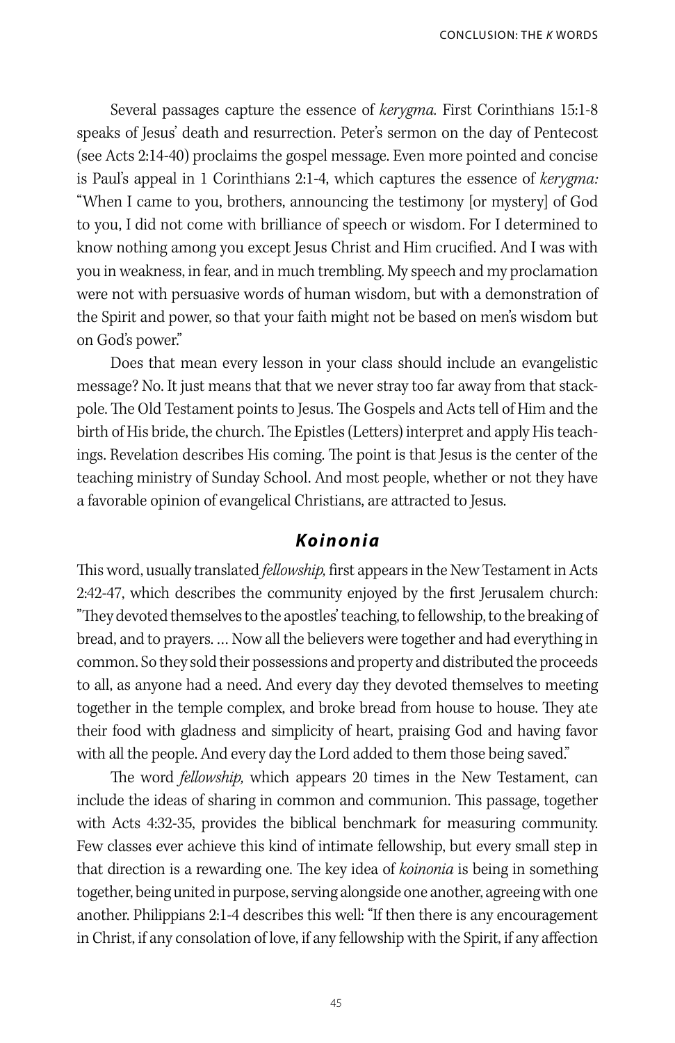Several passages capture the essence of *kerygma.* First Corinthians 15:1-8 speaks of Jesus' death and resurrection. Peter's sermon on the day of Pentecost (see Acts 2:14-40) proclaims the gospel message. Even more pointed and concise is Paul's appeal in 1 Corinthians 2:1-4, which captures the essence of *kerygma:* "When I came to you, brothers, announcing the testimony [or mystery] of God to you, I did not come with brilliance of speech or wisdom. For I determined to know nothing among you except Jesus Christ and Him crucified. And I was with you in weakness, in fear, and in much trembling. My speech and my proclamation were not with persuasive words of human wisdom, but with a demonstration of the Spirit and power, so that your faith might not be based on men's wisdom but on God's power."

Does that mean every lesson in your class should include an evangelistic message? No. It just means that that we never stray too far away from that stackpole. The Old Testament points to Jesus. The Gospels and Acts tell of Him and the birth of His bride, the church. The Epistles (Letters) interpret and apply His teachings. Revelation describes His coming. The point is that Jesus is the center of the teaching ministry of Sunday School. And most people, whether or not they have a favorable opinion of evangelical Christians, are attracted to Jesus.

## *Koinonia*

This word, usually translated *fellowship,* first appears in the New Testament in Acts 2:42-47, which describes the community enjoyed by the first Jerusalem church: "They devoted themselves to the apostles' teaching, to fellowship, to the breaking of bread, and to prayers. … Now all the believers were together and had everything in common. So they sold their possessions and property and distributed the proceeds to all, as anyone had a need. And every day they devoted themselves to meeting together in the temple complex, and broke bread from house to house. They ate their food with gladness and simplicity of heart, praising God and having favor with all the people. And every day the Lord added to them those being saved."

The word *fellowship,* which appears 20 times in the New Testament, can include the ideas of sharing in common and communion. This passage, together with Acts 4:32-35, provides the biblical benchmark for measuring community. Few classes ever achieve this kind of intimate fellowship, but every small step in that direction is a rewarding one. The key idea of *koinonia* is being in something together, being united in purpose, serving alongside one another, agreeing with one another. Philippians 2:1-4 describes this well: "If then there is any encouragement in Christ, if any consolation of love, if any fellowship with the Spirit, if any affection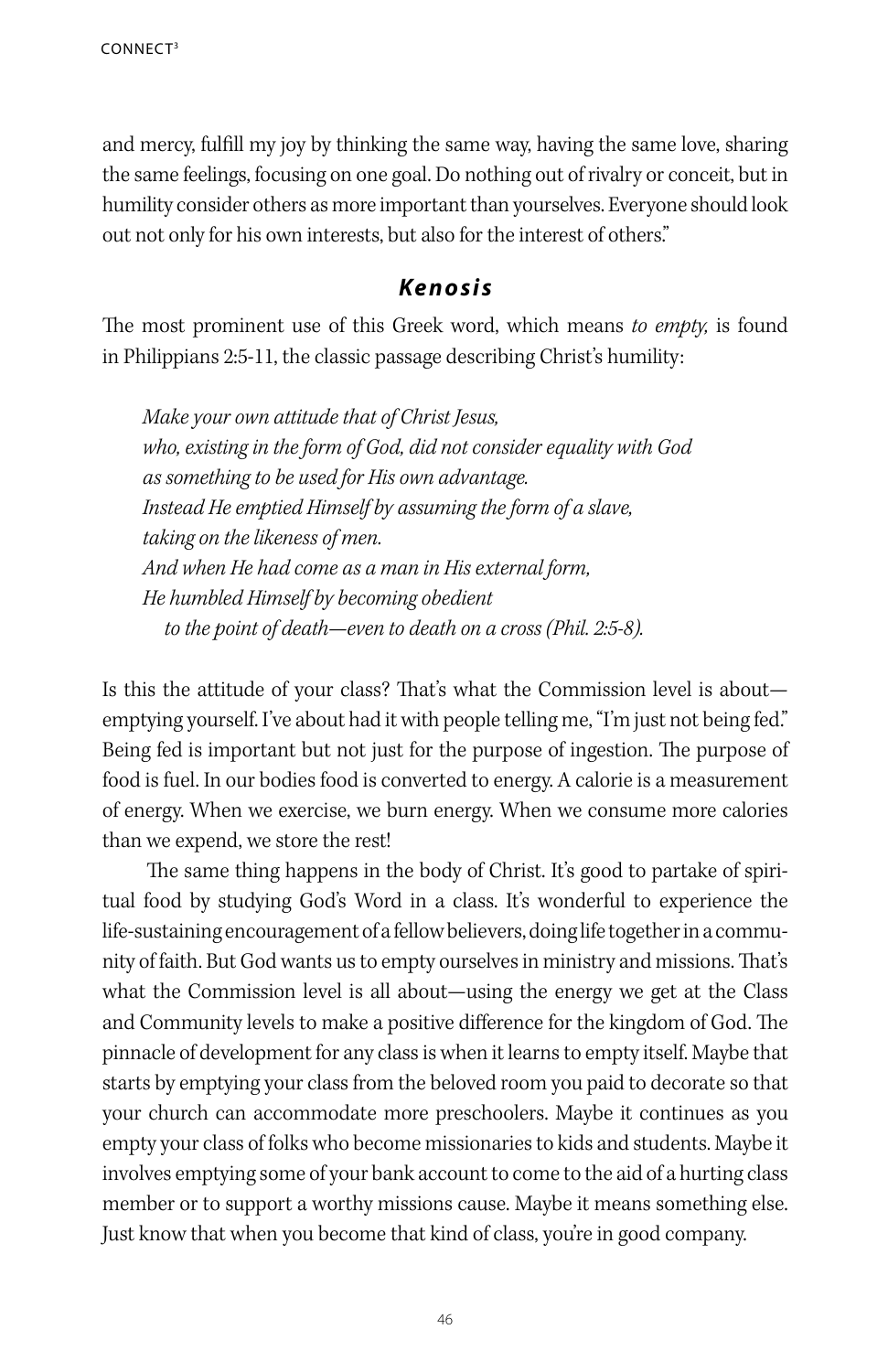and mercy, fulfill my joy by thinking the same way, having the same love, sharing the same feelings, focusing on one goal. Do nothing out of rivalry or conceit, but in humility consider others as more important than yourselves. Everyone should look out not only for his own interests, but also for the interest of others."

### *Kenosis*

The most prominent use of this Greek word, which means *to empty,* is found in Philippians 2:5-11, the classic passage describing Christ's humility:

> *Make your own attitude that of Christ Jesus,*
> *who, existing in the form of God, did not consider equality with God*
> *as something to be used for His own advantage.*
> *Instead He emptied Himself by assuming the form of a slave,*
> *taking on the likeness of men.*
> *And when He had come as a man in His external form,*
> *He humbled Himself by becoming obedient*
> *to the point of death—even to death on a cross (Phil. 2:5-8).*

Is this the attitude of your class? That's what the Commission level is about—emptying yourself. I've about had it with people telling me, "I'm just not being fed." Being fed is important but not just for the purpose of ingestion. The purpose of food is fuel. In our bodies food is converted to energy. A calorie is a measurement of energy. When we exercise, we burn energy. When we consume more calories than we expend, we store the rest!

The same thing happens in the body of Christ. It's good to partake of spiritual food by studying God's Word in a class. It's wonderful to experience the life-sustaining encouragement of a fellow believers, doing life together in a community of faith. But God wants us to empty ourselves in ministry and missions. That's what the Commission level is all about—using the energy we get at the Class and Community levels to make a positive difference for the kingdom of God. The pinnacle of development for any class is when it learns to empty itself. Maybe that starts by emptying your class from the beloved room you paid to decorate so that your church can accommodate more preschoolers. Maybe it continues as you empty your class of folks who become missionaries to kids and students. Maybe it involves emptying some of your bank account to come to the aid of a hurting class member or to support a worthy missions cause. Maybe it means something else. Just know that when you become that kind of class, you're in good company.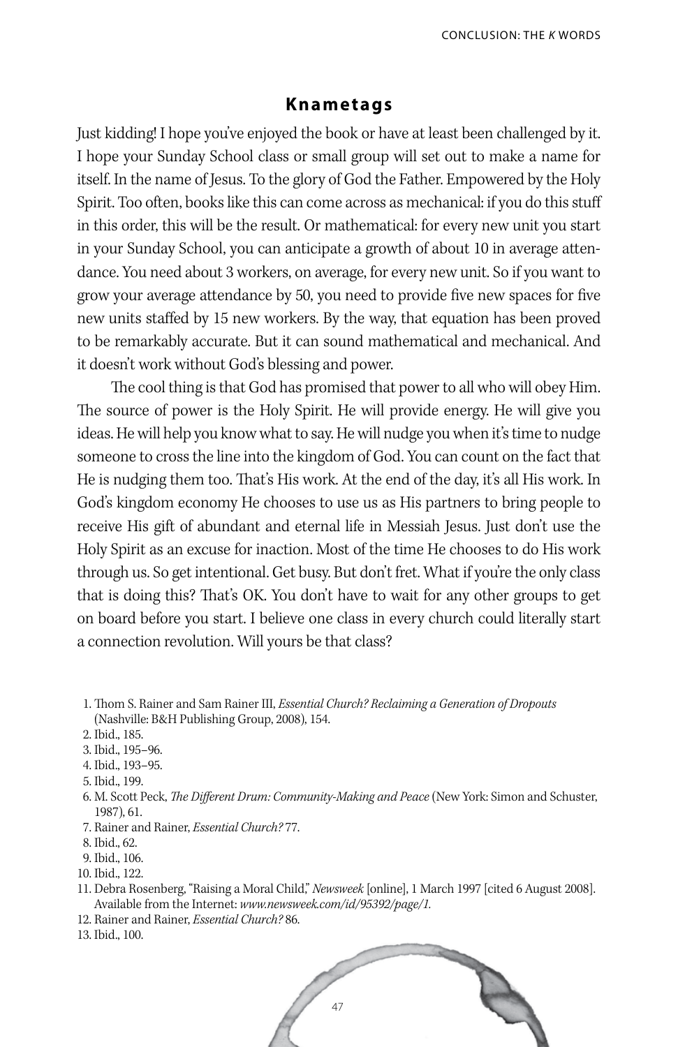## Knametags

Just kidding! I hope you've enjoyed the book or have at least been challenged by it. I hope your Sunday School class or small group will set out to make a name for itself. In the name of Jesus. To the glory of God the Father. Empowered by the Holy Spirit. Too often, books like this can come across as mechanical: if you do this stuff in this order, this will be the result. Or mathematical: for every new unit you start in your Sunday School, you can anticipate a growth of about 10 in average attendance. You need about 3 workers, on average, for every new unit. So if you want to grow your average attendance by 50, you need to provide five new spaces for five new units staffed by 15 new workers. By the way, that equation has been proved to be remarkably accurate. But it can sound mathematical and mechanical. And it doesn't work without God's blessing and power.

The cool thing is that God has promised that power to all who will obey Him. The source of power is the Holy Spirit. He will provide energy. He will give you ideas. He will help you know what to say. He will nudge you when it's time to nudge someone to cross the line into the kingdom of God. You can count on the fact that He is nudging them too. That's His work. At the end of the day, it's all His work. In God's kingdom economy He chooses to use us as His partners to bring people to receive His gift of abundant and eternal life in Messiah Jesus. Just don't use the Holy Spirit as an excuse for inaction. Most of the time He chooses to do His work through us. So get intentional. Get busy. But don't fret. What if you're the only class that is doing this? That's OK. You don't have to wait for any other groups to get on board before you start. I believe one class in every church could literally start a connection revolution. Will yours be that class?

1. Thom S. Rainer and Sam Rainer III, *Essential Church? Reclaiming a Generation of Dropouts* (Nashville: B&H Publishing Group, 2008), 154.
2. Ibid., 185.
3. Ibid., 195–96.
4. Ibid., 193–95.
5. Ibid., 199.
6. M. Scott Peck, *The Different Drum: Community-Making and Peace* (New York: Simon and Schuster, 1987), 61.
7. Rainer and Rainer, *Essential Church?* 77.
8. Ibid., 62.
9. Ibid., 106.
10. Ibid., 122.
11. Debra Rosenberg, "Raising a Moral Child," *Newsweek* [online], 1 March 1997 [cited 6 August 2008]. Available from the Internet: *www.newsweek.com/id/95392/page/1.*
12. Rainer and Rainer, *Essential Church?* 86.
13. Ibid., 100.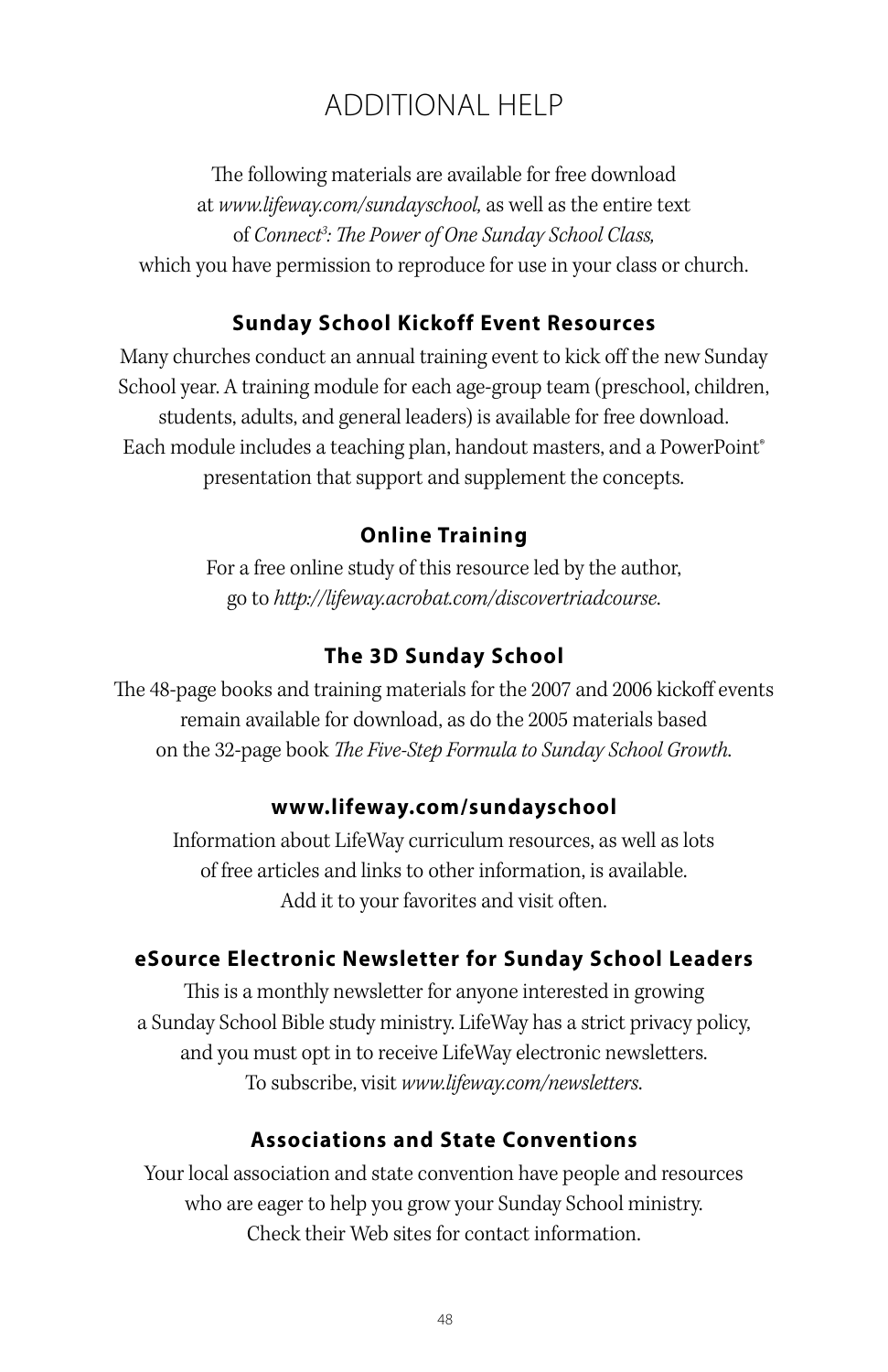# ADDITIONAL HELP

The following materials are available for free download at *www.lifeway.com/sundayschool,* as well as the entire text of *Connect[3]: The Power of One Sunday School Class,* which you have permission to reproduce for use in your class or church.

## Sunday School Kickoff Event Resources

Many churches conduct an annual training event to kick off the new Sunday School year. A training module for each age-group team (preschool, children, students, adults, and general leaders) is available for free download. Each module includes a teaching plan, handout masters, and a PowerPoint® presentation that support and supplement the concepts.

## Online Training

For a free online study of this resource led by the author, go to *http://lifeway.acrobat.com/discovertriadcourse*.

## The 3D Sunday School

The 48-page books and training materials for the 2007 and 2006 kickoff events remain available for download, as do the 2005 materials based on the 32-page book *The Five-Step Formula to Sunday School Growth*.

## www.lifeway.com/sundayschool

Information about LifeWay curriculum resources, as well as lots of free articles and links to other information, is available. Add it to your favorites and visit often.

## eSource Electronic Newsletter for Sunday School Leaders

This is a monthly newsletter for anyone interested in growing a Sunday School Bible study ministry. LifeWay has a strict privacy policy, and you must opt in to receive LifeWay electronic newsletters. To subscribe, visit *www.lifeway.com/newsletters*.

## Associations and State Conventions

Your local association and state convention have people and resources who are eager to help you grow your Sunday School ministry. Check their Web sites for contact information.